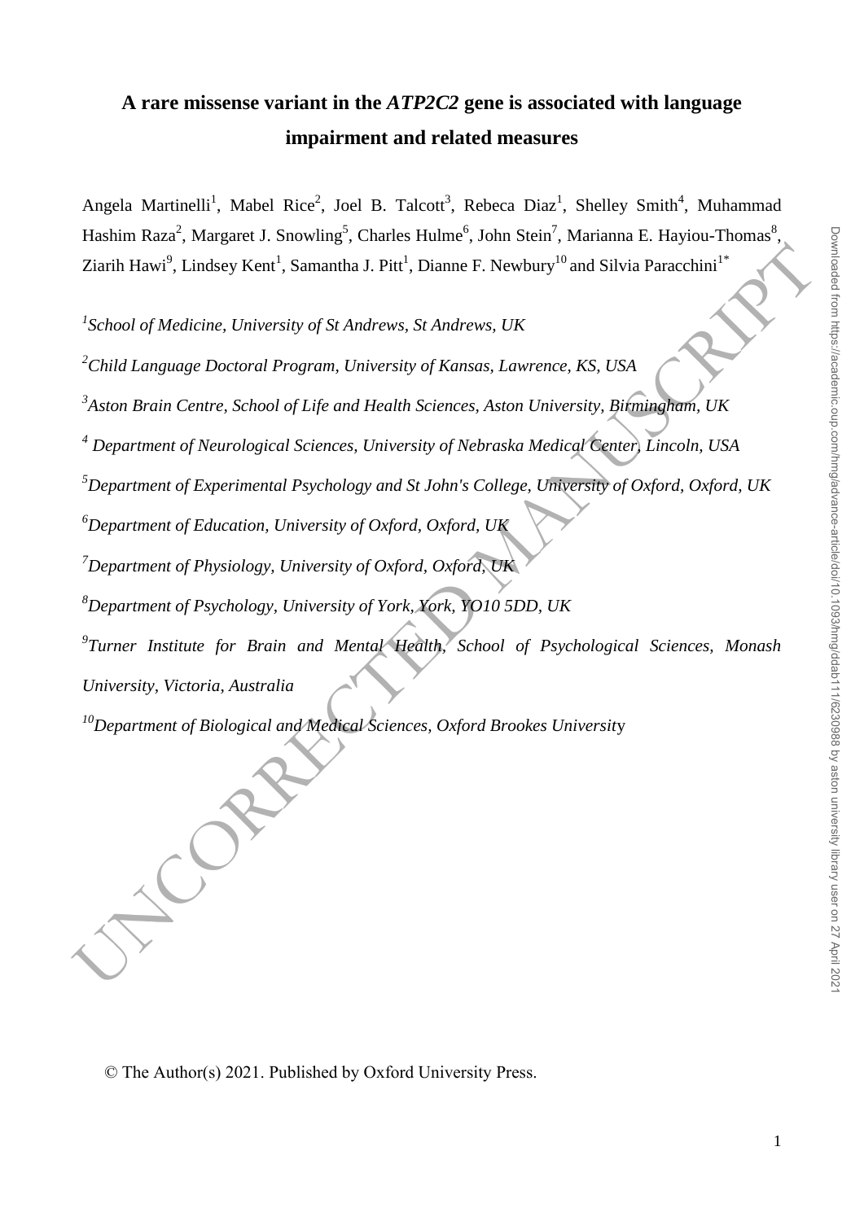# A rare missense variant in the *ATP2C2* gene is associated with language impairment and related measures

Angela Martinelli[1], Mabel Rice[2], Joel B. Talcott[3], Rebeca Diaz[1], Shelley Smith[4], Muhammad Hashim Raza[2], Margaret J. Snowling[5], Charles Hulme[6], John Stein[7], Marianna E. Hayiou-Thomas[8], Ziarih Hawi[9], Lindsey Kent[1], Samantha J. Pitt[1], Dianne F. Newbury[10] and Silvia Paracchini[1*]

[1]*School of Medicine, University of St Andrews, St Andrews, UK*

[2]*Child Language Doctoral Program, University of Kansas, Lawrence, KS, USA*

[3]*Aston Brain Centre, School of Life and Health Sciences, Aston University, Birmingham, UK*

[4]*Department of Neurological Sciences, University of Nebraska Medical Center, Lincoln, USA*

[5]*Department of Experimental Psychology and St John's College, University of Oxford, Oxford, UK*

[6]*Department of Education, University of Oxford, Oxford, UK*

[7]*Department of Physiology, University of Oxford, Oxford, UK*

[8]*Department of Psychology, University of York, York, YO10 5DD, UK*

[9]*Turner Institute for Brain and Mental Health, School of Psychological Sciences, Monash University, Victoria, Australia*

[10]*Department of Biological and Medical Sciences, Oxford Brookes University*

© The Author(s) 2021. Published by Oxford University Press.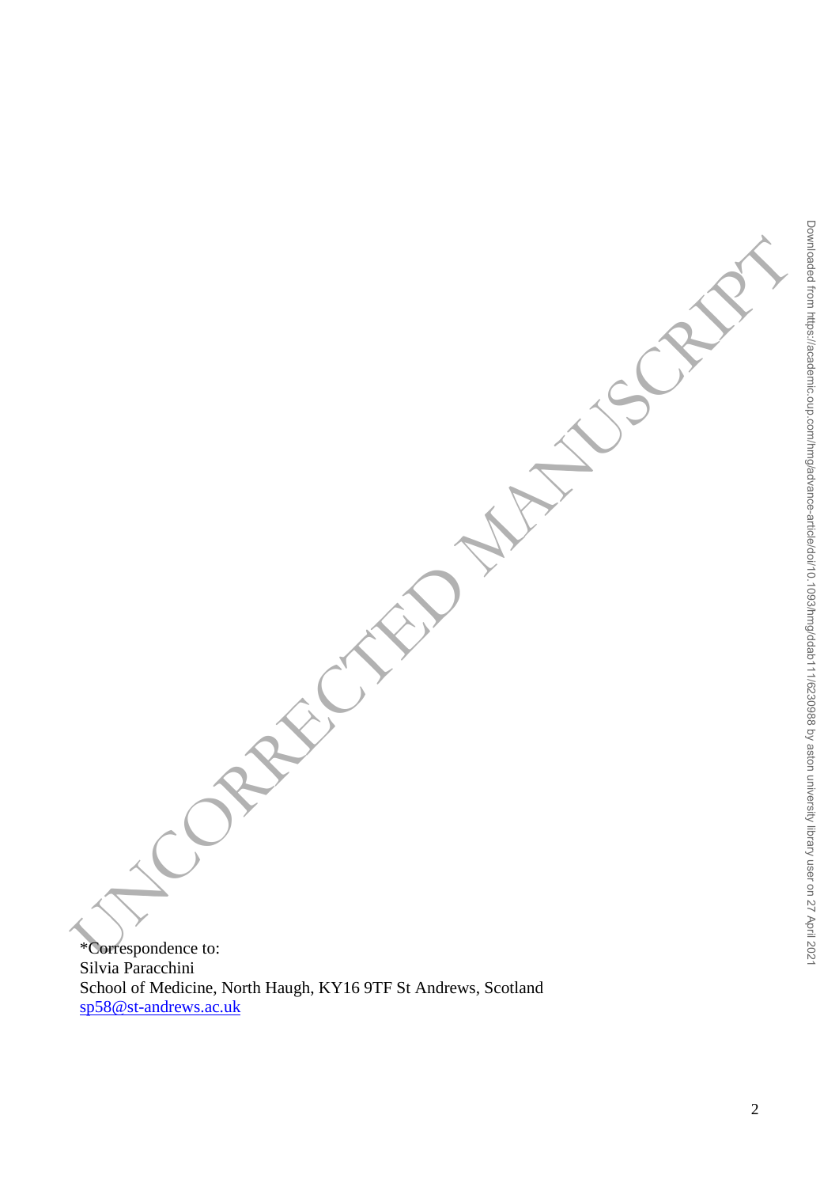*Correspondence to:
Silvia Paracchini
School of Medicine, North Haugh, KY16 9TF St Andrews, Scotland
sp58@st-andrews.ac.uk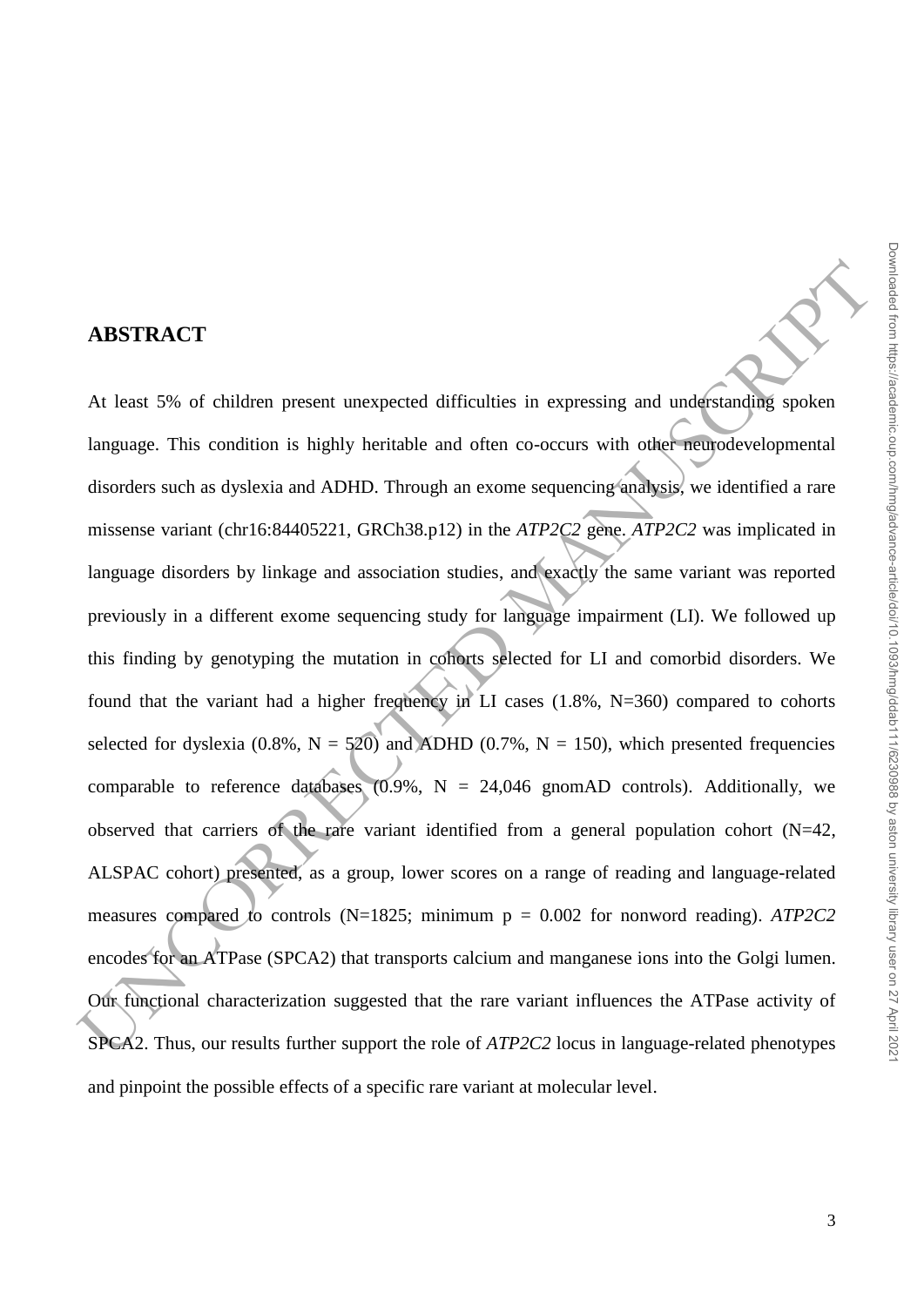## ABSTRACT

At least 5% of children present unexpected difficulties in expressing and understanding spoken language. This condition is highly heritable and often co-occurs with other neurodevelopmental disorders such as dyslexia and ADHD. Through an exome sequencing analysis, we identified a rare missense variant (chr16:84405221, GRCh38.p12) in the *ATP2C2* gene. *ATP2C2* was implicated in language disorders by linkage and association studies, and exactly the same variant was reported previously in a different exome sequencing study for language impairment (LI). We followed up this finding by genotyping the mutation in cohorts selected for LI and comorbid disorders. We found that the variant had a higher frequency in LI cases (1.8%, N=360) compared to cohorts selected for dyslexia (0.8%, N = 520) and ADHD (0.7%, N = 150), which presented frequencies comparable to reference databases (0.9%, N = 24,046 gnomAD controls). Additionally, we observed that carriers of the rare variant identified from a general population cohort (N=42, ALSPAC cohort) presented, as a group, lower scores on a range of reading and language-related measures compared to controls (N=1825; minimum p = 0.002 for nonword reading). *ATP2C2* encodes for an ATPase (SPCA2) that transports calcium and manganese ions into the Golgi lumen. Our functional characterization suggested that the rare variant influences the ATPase activity of SPCA2. Thus, our results further support the role of *ATP2C2* locus in language-related phenotypes and pinpoint the possible effects of a specific rare variant at molecular level.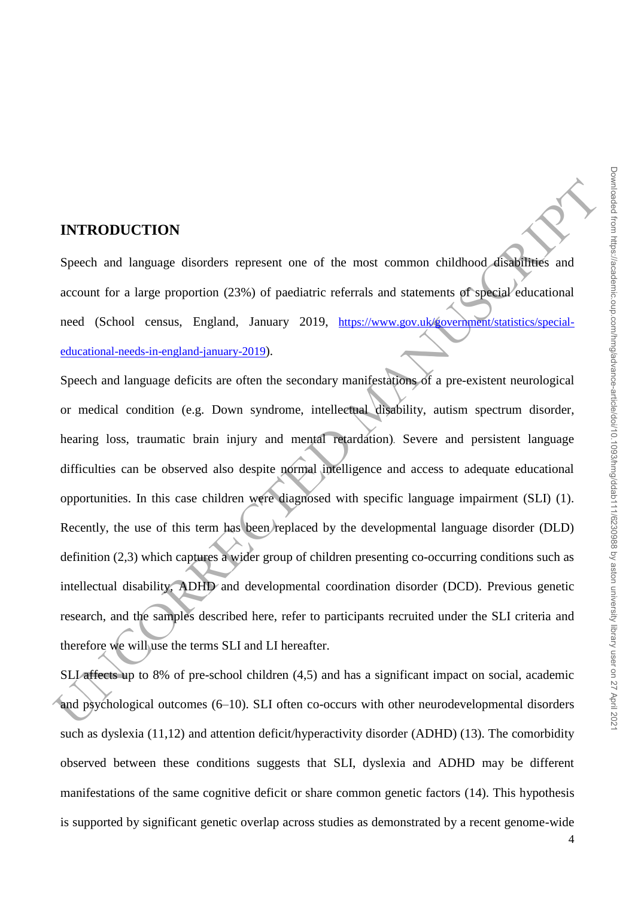## INTRODUCTION

Speech and language disorders represent one of the most common childhood disabilities and account for a large proportion (23%) of paediatric referrals and statements of special educational need (School census, England, January 2019, https://www.gov.uk/government/statistics/special-educational-needs-in-england-january-2019).

Speech and language deficits are often the secondary manifestations of a pre-existent neurological or medical condition (e.g. Down syndrome, intellectual disability, autism spectrum disorder, hearing loss, traumatic brain injury and mental retardation). Severe and persistent language difficulties can be observed also despite normal intelligence and access to adequate educational opportunities. In this case children were diagnosed with specific language impairment (SLI) (1). Recently, the use of this term has been replaced by the developmental language disorder (DLD) definition (2,3) which captures a wider group of children presenting co-occurring conditions such as intellectual disability, ADHD and developmental coordination disorder (DCD). Previous genetic research, and the samples described here, refer to participants recruited under the SLI criteria and therefore we will use the terms SLI and LI hereafter.

SLI affects up to 8% of pre-school children (4,5) and has a significant impact on social, academic and psychological outcomes (6–10). SLI often co-occurs with other neurodevelopmental disorders such as dyslexia (11,12) and attention deficit/hyperactivity disorder (ADHD) (13). The comorbidity observed between these conditions suggests that SLI, dyslexia and ADHD may be different manifestations of the same cognitive deficit or share common genetic factors (14). This hypothesis is supported by significant genetic overlap across studies as demonstrated by a recent genome-wide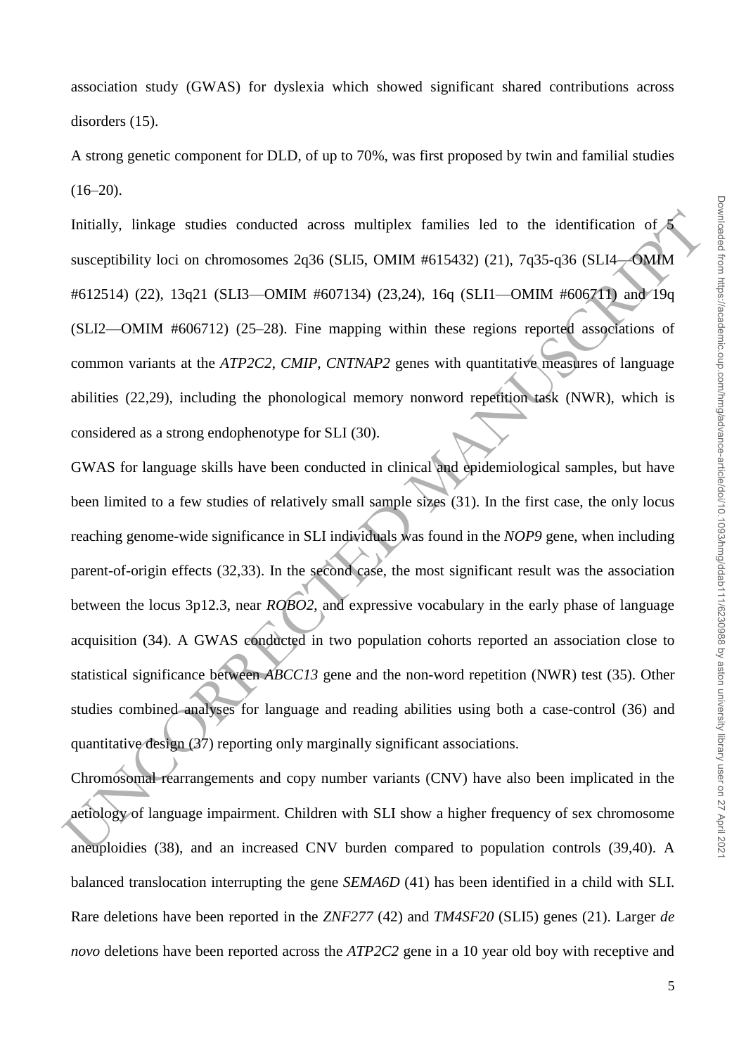association study (GWAS) for dyslexia which showed significant shared contributions across disorders (15).

A strong genetic component for DLD, of up to 70%, was first proposed by twin and familial studies (16–20).

Initially, linkage studies conducted across multiplex families led to the identification of 5 susceptibility loci on chromosomes 2q36 (SLI5, OMIM #615432) (21), 7q35-q36 (SLI4—OMIM #612514) (22), 13q21 (SLI3—OMIM #607134) (23,24), 16q (SLI1—OMIM #606711) and 19q (SLI2—OMIM #606712) (25–28). Fine mapping within these regions reported associations of common variants at the *ATP2C2*, *CMIP*, *CNTNAP2* genes with quantitative measures of language abilities (22,29), including the phonological memory nonword repetition task (NWR), which is considered as a strong endophenotype for SLI (30).

GWAS for language skills have been conducted in clinical and epidemiological samples, but have been limited to a few studies of relatively small sample sizes (31). In the first case, the only locus reaching genome-wide significance in SLI individuals was found in the *NOP9* gene, when including parent-of-origin effects (32,33). In the second case, the most significant result was the association between the locus 3p12.3, near *ROBO2*, and expressive vocabulary in the early phase of language acquisition (34). A GWAS conducted in two population cohorts reported an association close to statistical significance between *ABCC13* gene and the non-word repetition (NWR) test (35). Other studies combined analyses for language and reading abilities using both a case-control (36) and quantitative design (37) reporting only marginally significant associations.

Chromosomal rearrangements and copy number variants (CNV) have also been implicated in the aetiology of language impairment. Children with SLI show a higher frequency of sex chromosome aneuploidies (38), and an increased CNV burden compared to population controls (39,40). A balanced translocation interrupting the gene *SEMA6D* (41) has been identified in a child with SLI. Rare deletions have been reported in the *ZNF277* (42) and *TM4SF20* (SLI5) genes (21). Larger *de novo* deletions have been reported across the *ATP2C2* gene in a 10 year old boy with receptive and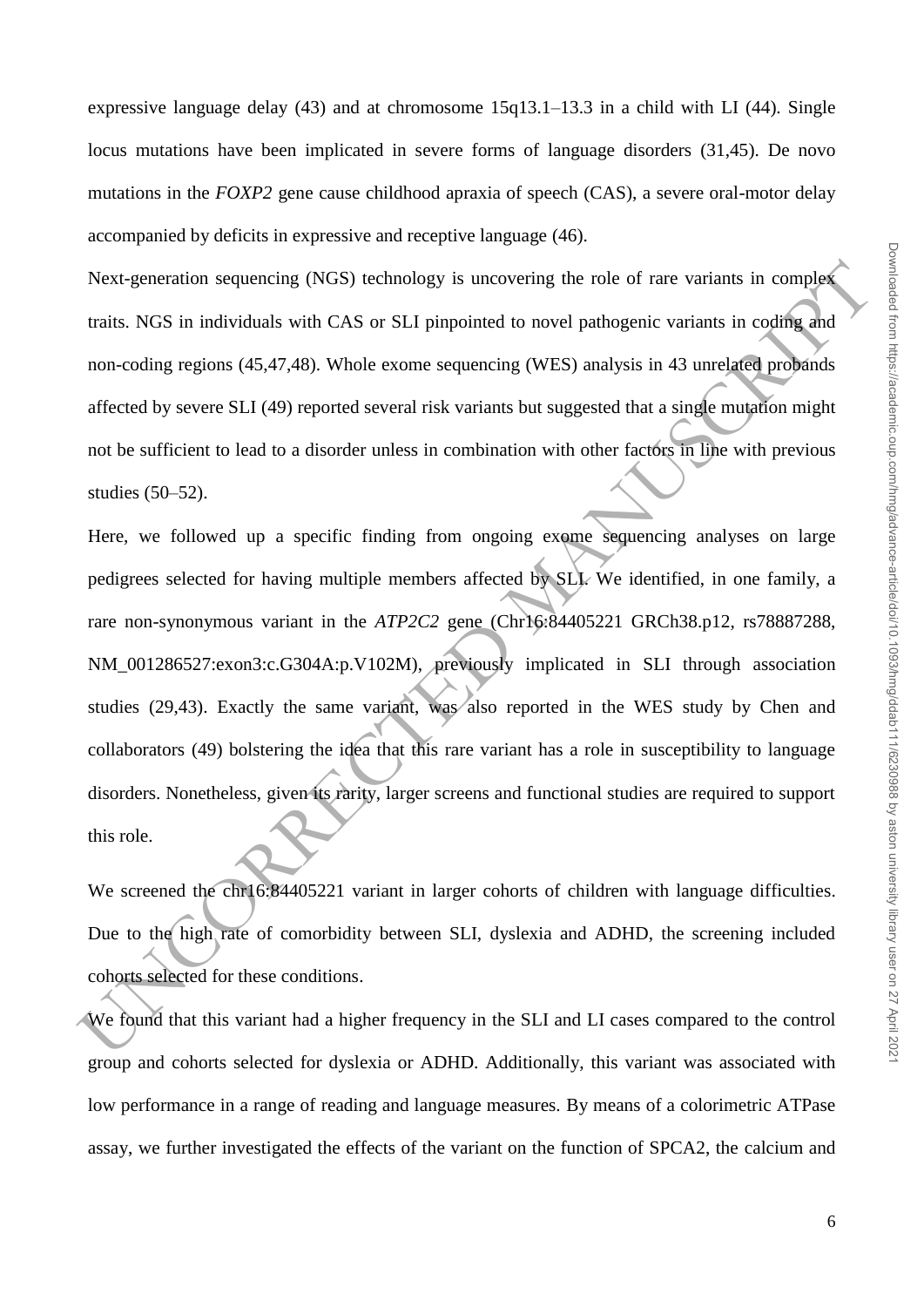expressive language delay (43) and at chromosome 15q13.1–13.3 in a child with LI (44). Single locus mutations have been implicated in severe forms of language disorders (31,45). De novo mutations in the *FOXP2* gene cause childhood apraxia of speech (CAS), a severe oral-motor delay accompanied by deficits in expressive and receptive language (46).

Next-generation sequencing (NGS) technology is uncovering the role of rare variants in complex traits. NGS in individuals with CAS or SLI pinpointed to novel pathogenic variants in coding and non-coding regions (45,47,48). Whole exome sequencing (WES) analysis in 43 unrelated probands affected by severe SLI (49) reported several risk variants but suggested that a single mutation might not be sufficient to lead to a disorder unless in combination with other factors in line with previous studies (50–52).

Here, we followed up a specific finding from ongoing exome sequencing analyses on large pedigrees selected for having multiple members affected by SLI. We identified, in one family, a rare non-synonymous variant in the *ATP2C2* gene (Chr16:84405221 GRCh38.p12, rs78887288, NM_001286527:exon3:c.G304A:p.V102M), previously implicated in SLI through association studies (29,43). Exactly the same variant, was also reported in the WES study by Chen and collaborators (49) bolstering the idea that this rare variant has a role in susceptibility to language disorders. Nonetheless, given its rarity, larger screens and functional studies are required to support this role.

We screened the chr16:84405221 variant in larger cohorts of children with language difficulties. Due to the high rate of comorbidity between SLI, dyslexia and ADHD, the screening included cohorts selected for these conditions.

We found that this variant had a higher frequency in the SLI and LI cases compared to the control group and cohorts selected for dyslexia or ADHD. Additionally, this variant was associated with low performance in a range of reading and language measures. By means of a colorimetric ATPase assay, we further investigated the effects of the variant on the function of SPCA2, the calcium and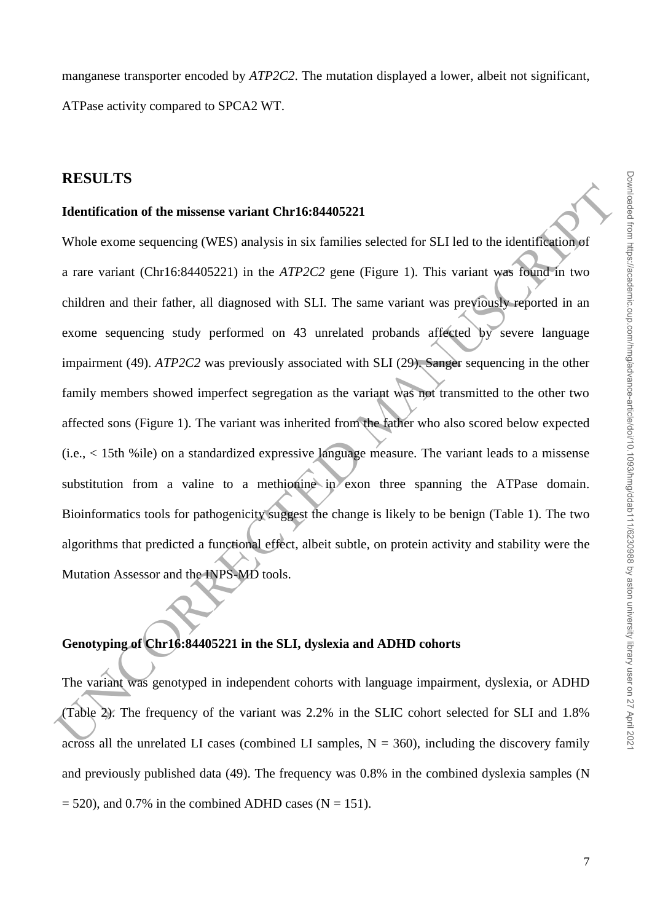manganese transporter encoded by *ATP2C2*. The mutation displayed a lower, albeit not significant, ATPase activity compared to SPCA2 WT.

## RESULTS

### Identification of the missense variant Chr16:84405221

Whole exome sequencing (WES) analysis in six families selected for SLI led to the identification of a rare variant (Chr16:84405221) in the *ATP2C2* gene (Figure 1). This variant was found in two children and their father, all diagnosed with SLI. The same variant was previously reported in an exome sequencing study performed on 43 unrelated probands affected by severe language impairment (49). *ATP2C2* was previously associated with SLI (29). Sanger sequencing in the other family members showed imperfect segregation as the variant was not transmitted to the other two affected sons (Figure 1). The variant was inherited from the father who also scored below expected (i.e., < 15th %ile) on a standardized expressive language measure. The variant leads to a missense substitution from a valine to a methionine in exon three spanning the ATPase domain. Bioinformatics tools for pathogenicity suggest the change is likely to be benign (Table 1). The two algorithms that predicted a functional effect, albeit subtle, on protein activity and stability were the Mutation Assessor and the INPS-MD tools.

### Genotyping of Chr16:84405221 in the SLI, dyslexia and ADHD cohorts

The variant was genotyped in independent cohorts with language impairment, dyslexia, or ADHD (Table 2). The frequency of the variant was 2.2% in the SLIC cohort selected for SLI and 1.8% across all the unrelated LI cases (combined LI samples, N = 360), including the discovery family and previously published data (49). The frequency was 0.8% in the combined dyslexia samples (N = 520), and 0.7% in the combined ADHD cases (N = 151).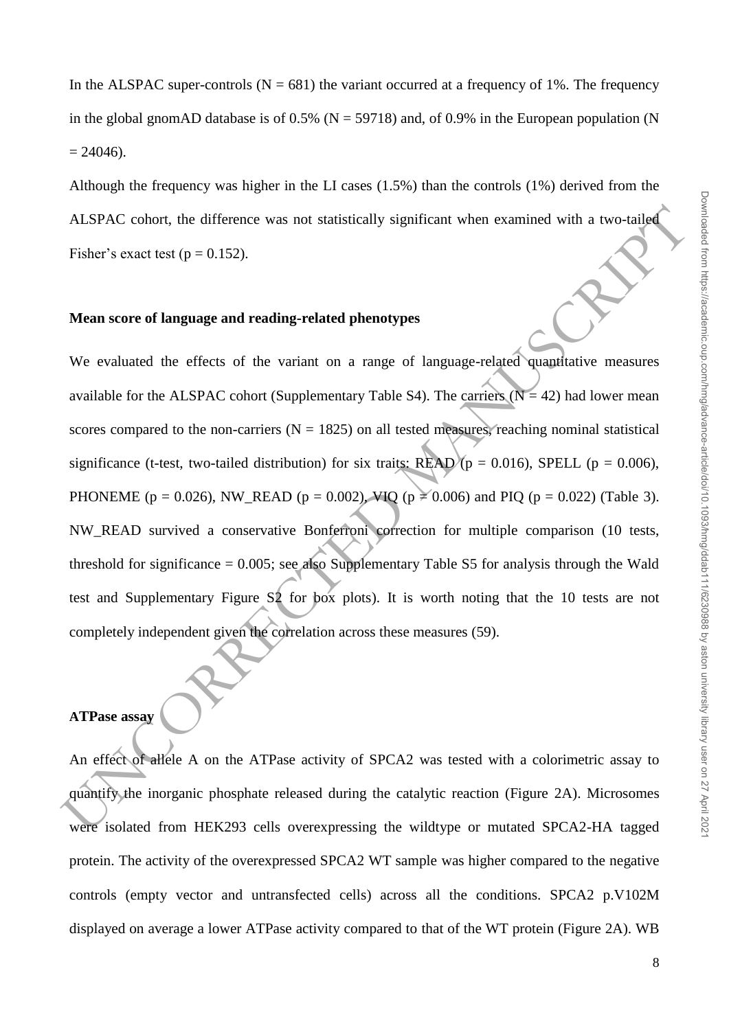In the ALSPAC super-controls (N = 681) the variant occurred at a frequency of 1%. The frequency in the global gnomAD database is of 0.5% (N = 59718) and, of 0.9% in the European population (N = 24046).

Although the frequency was higher in the LI cases (1.5%) than the controls (1%) derived from the ALSPAC cohort, the difference was not statistically significant when examined with a two-tailed Fisher's exact test ($p = 0.152$).

**Mean score of language and reading-related phenotypes**

We evaluated the effects of the variant on a range of language-related quantitative measures available for the ALSPAC cohort (Supplementary Table S4). The carriers (N = 42) had lower mean scores compared to the non-carriers (N = 1825) on all tested measures, reaching nominal statistical significance (t-test, two-tailed distribution) for six traits: READ ($p = 0.016$), SPELL ($p = 0.006$), PHONEME ($p = 0.026$), NW_READ ($p = 0.002$), VIQ ($p = 0.006$) and PIQ ($p = 0.022$) (Table 3). NW_READ survived a conservative Bonferroni correction for multiple comparison (10 tests, threshold for significance = 0.005; see also Supplementary Table S5 for analysis through the Wald test and Supplementary Figure S2 for box plots). It is worth noting that the 10 tests are not completely independent given the correlation across these measures (59).

**ATPase assay**

An effect of allele A on the ATPase activity of SPCA2 was tested with a colorimetric assay to quantify the inorganic phosphate released during the catalytic reaction (Figure 2A). Microsomes were isolated from HEK293 cells overexpressing the wildtype or mutated SPCA2-HA tagged protein. The activity of the overexpressed SPCA2 WT sample was higher compared to the negative controls (empty vector and untransfected cells) across all the conditions. SPCA2 p.V102M displayed on average a lower ATPase activity compared to that of the WT protein (Figure 2A). WB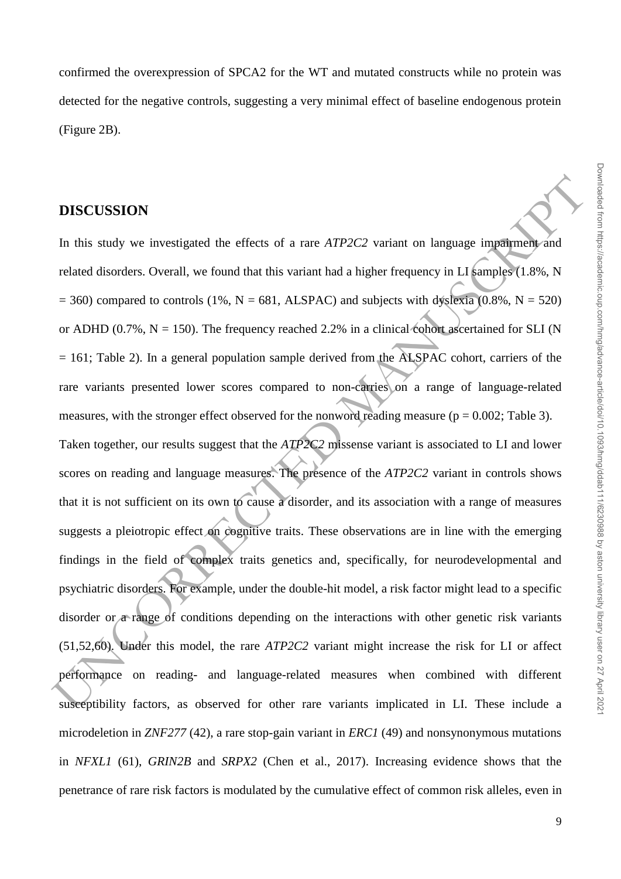confirmed the overexpression of SPCA2 for the WT and mutated constructs while no protein was detected for the negative controls, suggesting a very minimal effect of baseline endogenous protein (Figure 2B).

## DISCUSSION

In this study we investigated the effects of a rare *ATP2C2* variant on language impairment and related disorders. Overall, we found that this variant had a higher frequency in LI samples (1.8%, N = 360) compared to controls (1%, N = 681, ALSPAC) and subjects with dyslexia (0.8%, N = 520) or ADHD (0.7%, N = 150). The frequency reached 2.2% in a clinical cohort ascertained for SLI (N = 161; Table 2). In a general population sample derived from the ALSPAC cohort, carriers of the rare variants presented lower scores compared to non-carries on a range of language-related measures, with the stronger effect observed for the nonword reading measure ($p = 0.002$; Table 3).

Taken together, our results suggest that the *ATP2C2* missense variant is associated to LI and lower scores on reading and language measures. The presence of the *ATP2C2* variant in controls shows that it is not sufficient on its own to cause a disorder, and its association with a range of measures suggests a pleiotropic effect on cognitive traits. These observations are in line with the emerging findings in the field of complex traits genetics and, specifically, for neurodevelopmental and psychiatric disorders. For example, under the double-hit model, a risk factor might lead to a specific disorder or a range of conditions depending on the interactions with other genetic risk variants (51,52,60). Under this model, the rare *ATP2C2* variant might increase the risk for LI or affect performance on reading- and language-related measures when combined with different susceptibility factors, as observed for other rare variants implicated in LI. These include a microdeletion in *ZNF277* (42), a rare stop-gain variant in *ERC1* (49) and nonsynonymous mutations in *NFXL1* (61), *GRIN2B* and *SRPX2* (Chen et al., 2017). Increasing evidence shows that the penetrance of rare risk factors is modulated by the cumulative effect of common risk alleles, even in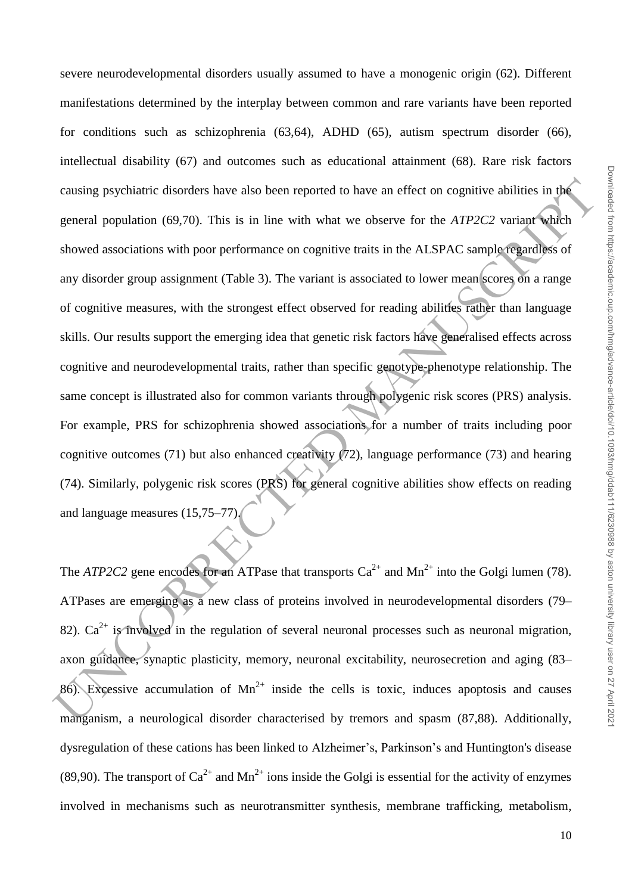severe neurodevelopmental disorders usually assumed to have a monogenic origin (62). Different manifestations determined by the interplay between common and rare variants have been reported for conditions such as schizophrenia (63,64), ADHD (65), autism spectrum disorder (66), intellectual disability (67) and outcomes such as educational attainment (68). Rare risk factors causing psychiatric disorders have also been reported to have an effect on cognitive abilities in the general population (69,70). This is in line with what we observe for the *ATP2C2* variant which showed associations with poor performance on cognitive traits in the ALSPAC sample regardless of any disorder group assignment (Table 3). The variant is associated to lower mean scores on a range of cognitive measures, with the strongest effect observed for reading abilities rather than language skills. Our results support the emerging idea that genetic risk factors have generalised effects across cognitive and neurodevelopmental traits, rather than specific genotype-phenotype relationship. The same concept is illustrated also for common variants through polygenic risk scores (PRS) analysis. For example, PRS for schizophrenia showed associations for a number of traits including poor cognitive outcomes (71) but also enhanced creativity (72), language performance (73) and hearing (74). Similarly, polygenic risk scores (PRS) for general cognitive abilities show effects on reading and language measures (15,75–77).

The *ATP2C2* gene encodes for an ATPase that transports $Ca^{2+}$ and $Mn^{2+}$ into the Golgi lumen (78). ATPases are emerging as a new class of proteins involved in neurodevelopmental disorders (79–82). $Ca^{2+}$ is involved in the regulation of several neuronal processes such as neuronal migration, axon guidance, synaptic plasticity, memory, neuronal excitability, neurosecretion and aging (83–86). Excessive accumulation of $Mn^{2+}$ inside the cells is toxic, induces apoptosis and causes manganism, a neurological disorder characterised by tremors and spasm (87,88). Additionally, dysregulation of these cations has been linked to Alzheimer's, Parkinson's and Huntington's disease (89,90). The transport of $Ca^{2+}$ and $Mn^{2+}$ ions inside the Golgi is essential for the activity of enzymes involved in mechanisms such as neurotransmitter synthesis, membrane trafficking, metabolism,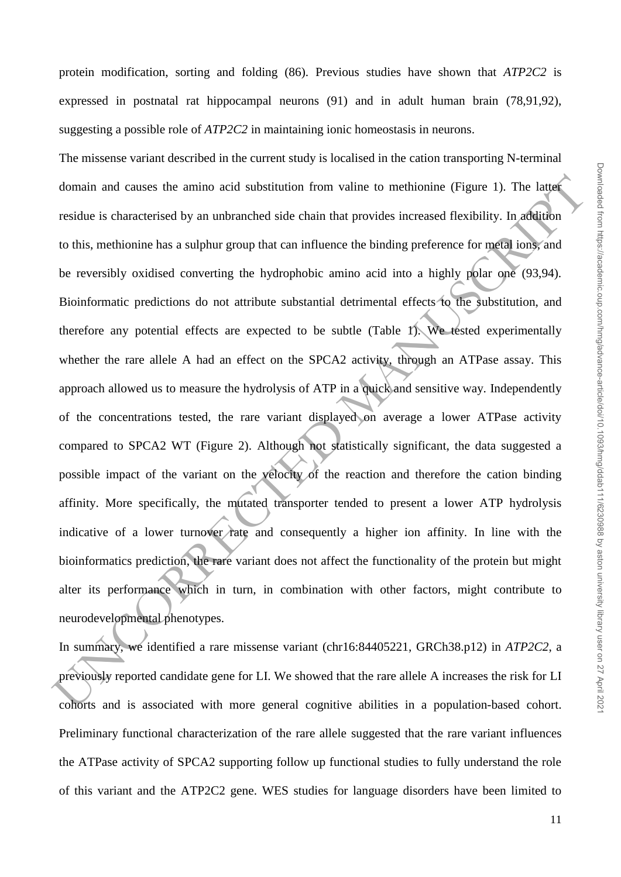protein modification, sorting and folding (86). Previous studies have shown that *ATP2C2* is expressed in postnatal rat hippocampal neurons (91) and in adult human brain (78,91,92), suggesting a possible role of *ATP2C2* in maintaining ionic homeostasis in neurons.

The missense variant described in the current study is localised in the cation transporting N-terminal domain and causes the amino acid substitution from valine to methionine (Figure 1). The latter residue is characterised by an unbranched side chain that provides increased flexibility. In addition to this, methionine has a sulphur group that can influence the binding preference for metal ions, and be reversibly oxidised converting the hydrophobic amino acid into a highly polar one (93,94). Bioinformatic predictions do not attribute substantial detrimental effects to the substitution, and therefore any potential effects are expected to be subtle (Table 1). We tested experimentally whether the rare allele A had an effect on the SPCA2 activity, through an ATPase assay. This approach allowed us to measure the hydrolysis of ATP in a quick and sensitive way. Independently of the concentrations tested, the rare variant displayed on average a lower ATPase activity compared to SPCA2 WT (Figure 2). Although not statistically significant, the data suggested a possible impact of the variant on the velocity of the reaction and therefore the cation binding affinity. More specifically, the mutated transporter tended to present a lower ATP hydrolysis indicative of a lower turnover rate and consequently a higher ion affinity. In line with the bioinformatics prediction, the rare variant does not affect the functionality of the protein but might alter its performance which in turn, in combination with other factors, might contribute to neurodevelopmental phenotypes.

In summary, we identified a rare missense variant (chr16:84405221, GRCh38.p12) in *ATP2C2*, a previously reported candidate gene for LI. We showed that the rare allele A increases the risk for LI cohorts and is associated with more general cognitive abilities in a population-based cohort. Preliminary functional characterization of the rare allele suggested that the rare variant influences the ATPase activity of SPCA2 supporting follow up functional studies to fully understand the role of this variant and the ATP2C2 gene. WES studies for language disorders have been limited to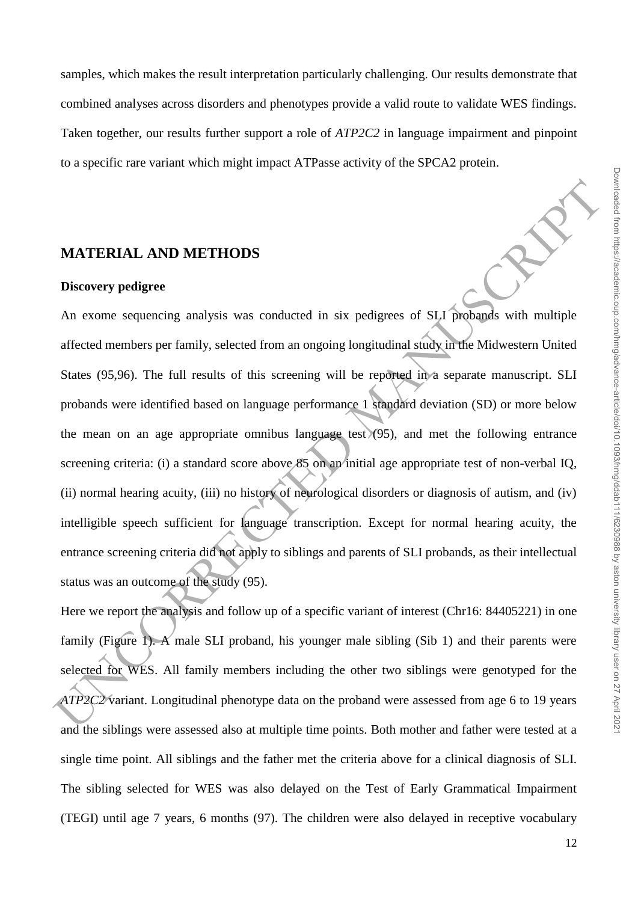samples, which makes the result interpretation particularly challenging. Our results demonstrate that combined analyses across disorders and phenotypes provide a valid route to validate WES findings. Taken together, our results further support a role of *ATP2C2* in language impairment and pinpoint to a specific rare variant which might impact ATPasse activity of the SPCA2 protein.

## MATERIAL AND METHODS

### Discovery pedigree

An exome sequencing analysis was conducted in six pedigrees of SLI probands with multiple affected members per family, selected from an ongoing longitudinal study in the Midwestern United States (95,96). The full results of this screening will be reported in a separate manuscript. SLI probands were identified based on language performance 1 standard deviation (SD) or more below the mean on an age appropriate omnibus language test (95), and met the following entrance screening criteria: (i) a standard score above 85 on an initial age appropriate test of non-verbal IQ, (ii) normal hearing acuity, (iii) no history of neurological disorders or diagnosis of autism, and (iv) intelligible speech sufficient for language transcription. Except for normal hearing acuity, the entrance screening criteria did not apply to siblings and parents of SLI probands, as their intellectual status was an outcome of the study (95).

Here we report the analysis and follow up of a specific variant of interest (Chr16: 84405221) in one family (Figure 1). A male SLI proband, his younger male sibling (Sib 1) and their parents were selected for WES. All family members including the other two siblings were genotyped for the *ATP2C2* variant. Longitudinal phenotype data on the proband were assessed from age 6 to 19 years and the siblings were assessed also at multiple time points. Both mother and father were tested at a single time point. All siblings and the father met the criteria above for a clinical diagnosis of SLI. The sibling selected for WES was also delayed on the Test of Early Grammatical Impairment (TEGI) until age 7 years, 6 months (97). The children were also delayed in receptive vocabulary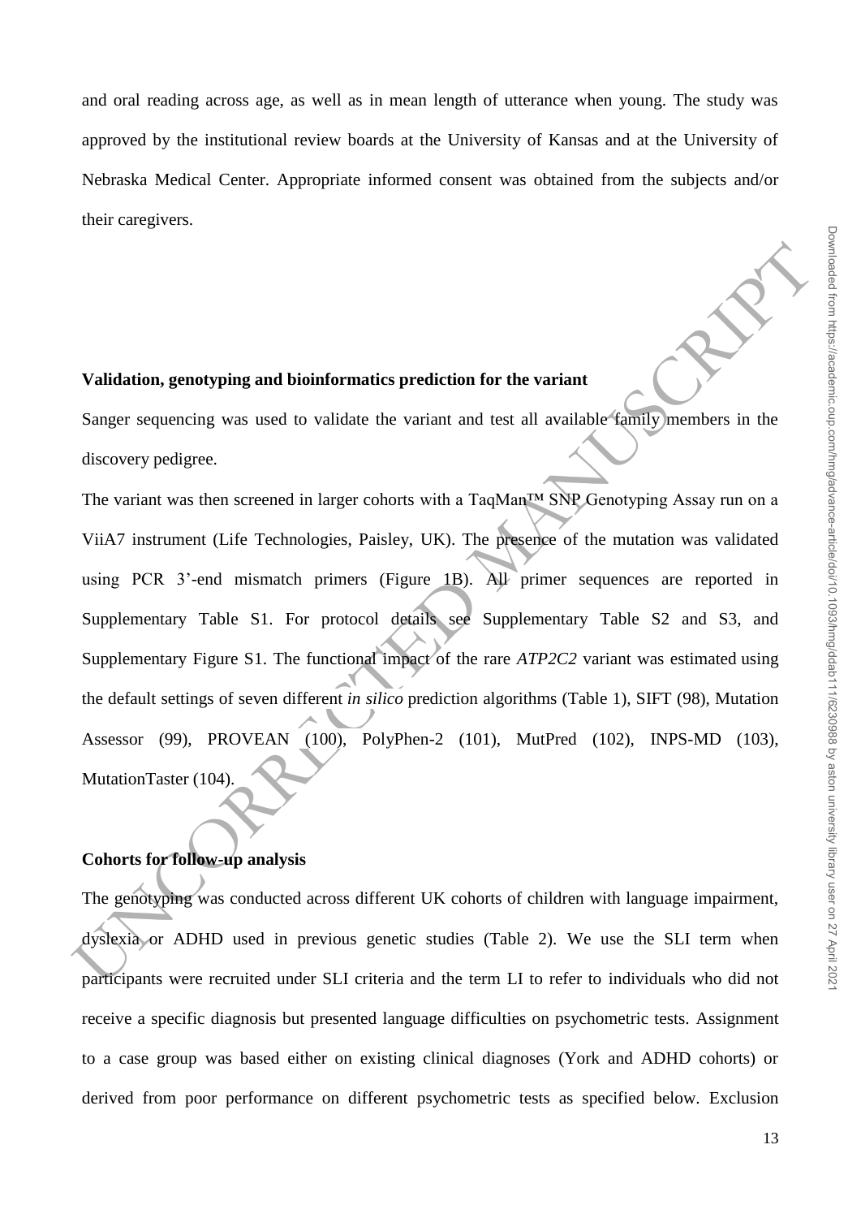and oral reading across age, as well as in mean length of utterance when young. The study was approved by the institutional review boards at the University of Kansas and at the University of Nebraska Medical Center. Appropriate informed consent was obtained from the subjects and/or their caregivers.

**Validation, genotyping and bioinformatics prediction for the variant**

Sanger sequencing was used to validate the variant and test all available family members in the discovery pedigree.

The variant was then screened in larger cohorts with a TaqMan™ SNP Genotyping Assay run on a ViiA7 instrument (Life Technologies, Paisley, UK). The presence of the mutation was validated using PCR 3'-end mismatch primers (Figure 1B). All primer sequences are reported in Supplementary Table S1. For protocol details see Supplementary Table S2 and S3, and Supplementary Figure S1. The functional impact of the rare *ATP2C2* variant was estimated using the default settings of seven different *in silico* prediction algorithms (Table 1), SIFT (98), Mutation Assessor (99), PROVEAN (100), PolyPhen-2 (101), MutPred (102), INPS-MD (103), MutationTaster (104).

**Cohorts for follow-up analysis**

The genotyping was conducted across different UK cohorts of children with language impairment, dyslexia or ADHD used in previous genetic studies (Table 2). We use the SLI term when participants were recruited under SLI criteria and the term LI to refer to individuals who did not receive a specific diagnosis but presented language difficulties on psychometric tests. Assignment to a case group was based either on existing clinical diagnoses (York and ADHD cohorts) or derived from poor performance on different psychometric tests as specified below. Exclusion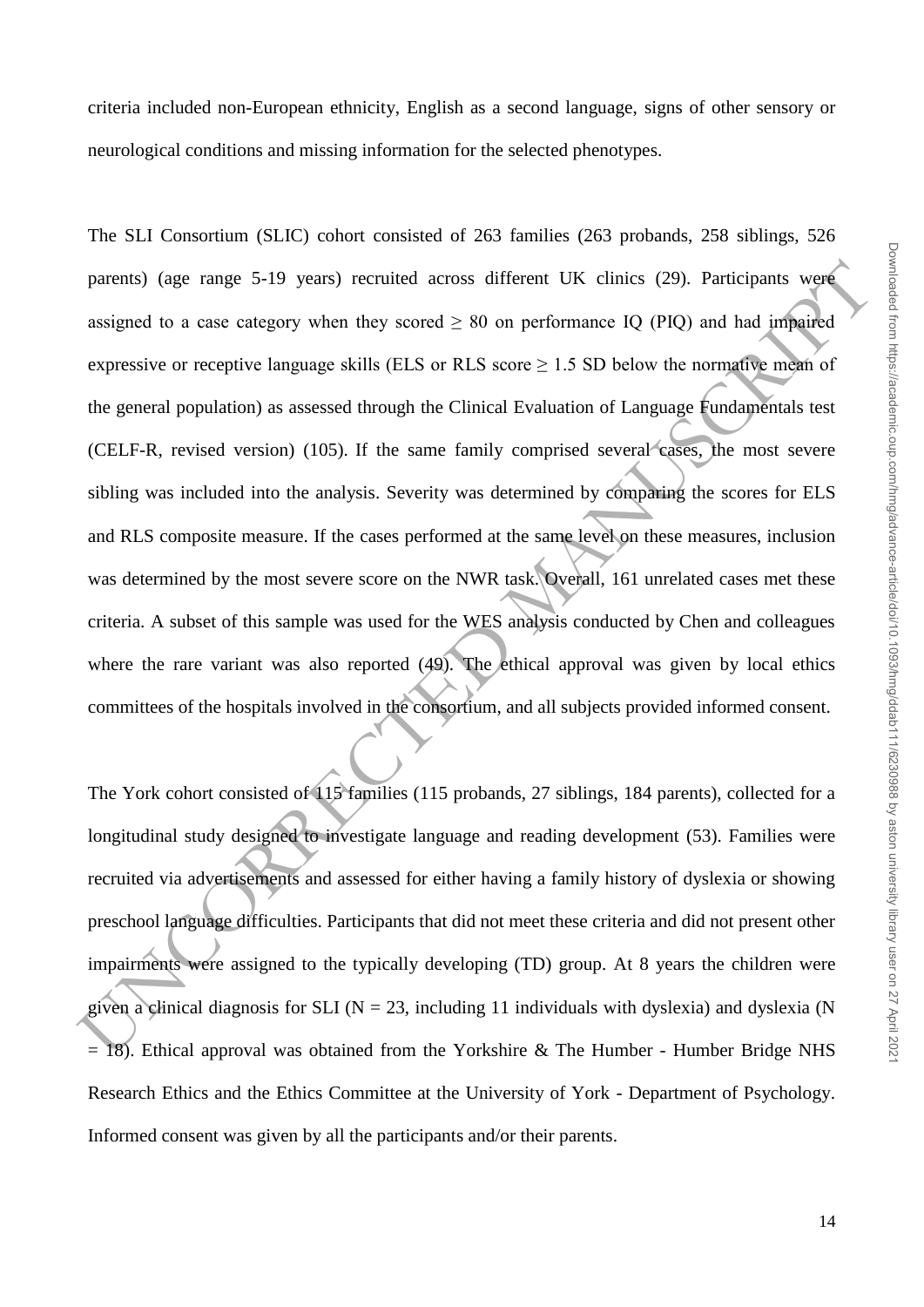criteria included non-European ethnicity, English as a second language, signs of other sensory or neurological conditions and missing information for the selected phenotypes.

The SLI Consortium (SLIC) cohort consisted of 263 families (263 probands, 258 siblings, 526 parents) (age range 5-19 years) recruited across different UK clinics (29). Participants were assigned to a case category when they scored $\geq$ 80 on performance IQ (PIQ) and had impaired expressive or receptive language skills (ELS or RLS score $\geq$ 1.5 SD below the normative mean of the general population) as assessed through the Clinical Evaluation of Language Fundamentals test (CELF-R, revised version) (105). If the same family comprised several cases, the most severe sibling was included into the analysis. Severity was determined by comparing the scores for ELS and RLS composite measure. If the cases performed at the same level on these measures, inclusion was determined by the most severe score on the NWR task. Overall, 161 unrelated cases met these criteria. A subset of this sample was used for the WES analysis conducted by Chen and colleagues where the rare variant was also reported (49). The ethical approval was given by local ethics committees of the hospitals involved in the consortium, and all subjects provided informed consent.

The York cohort consisted of 115 families (115 probands, 27 siblings, 184 parents), collected for a longitudinal study designed to investigate language and reading development (53). Families were recruited via advertisements and assessed for either having a family history of dyslexia or showing preschool language difficulties. Participants that did not meet these criteria and did not present other impairments were assigned to the typically developing (TD) group. At 8 years the children were given a clinical diagnosis for SLI (N = 23, including 11 individuals with dyslexia) and dyslexia (N = 18). Ethical approval was obtained from the Yorkshire & The Humber - Humber Bridge NHS Research Ethics and the Ethics Committee at the University of York - Department of Psychology. Informed consent was given by all the participants and/or their parents.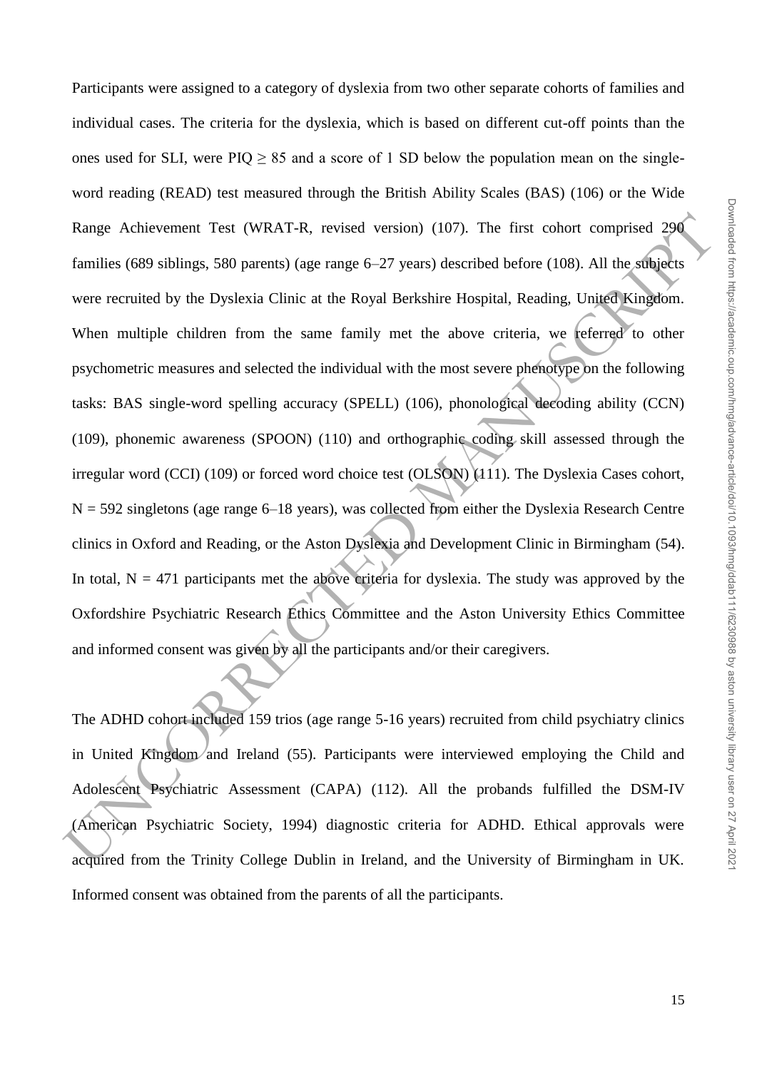Participants were assigned to a category of dyslexia from two other separate cohorts of families and individual cases. The criteria for the dyslexia, which is based on different cut-off points than the ones used for SLI, were PIQ $\geq$ 85 and a score of 1 SD below the population mean on the single-word reading (READ) test measured through the British Ability Scales (BAS) (106) or the Wide Range Achievement Test (WRAT-R, revised version) (107). The first cohort comprised 290 families (689 siblings, 580 parents) (age range 6–27 years) described before (108). All the subjects were recruited by the Dyslexia Clinic at the Royal Berkshire Hospital, Reading, United Kingdom. When multiple children from the same family met the above criteria, we referred to other psychometric measures and selected the individual with the most severe phenotype on the following tasks: BAS single-word spelling accuracy (SPELL) (106), phonological decoding ability (CCN) (109), phonemic awareness (SPOON) (110) and orthographic coding skill assessed through the irregular word (CCI) (109) or forced word choice test (OLSON) (111). The Dyslexia Cases cohort, N = 592 singletons (age range 6–18 years), was collected from either the Dyslexia Research Centre clinics in Oxford and Reading, or the Aston Dyslexia and Development Clinic in Birmingham (54). In total, N = 471 participants met the above criteria for dyslexia. The study was approved by the Oxfordshire Psychiatric Research Ethics Committee and the Aston University Ethics Committee and informed consent was given by all the participants and/or their caregivers.

The ADHD cohort included 159 trios (age range 5-16 years) recruited from child psychiatry clinics in United Kingdom and Ireland (55). Participants were interviewed employing the Child and Adolescent Psychiatric Assessment (CAPA) (112). All the probands fulfilled the DSM-IV (American Psychiatric Society, 1994) diagnostic criteria for ADHD. Ethical approvals were acquired from the Trinity College Dublin in Ireland, and the University of Birmingham in UK. Informed consent was obtained from the parents of all the participants.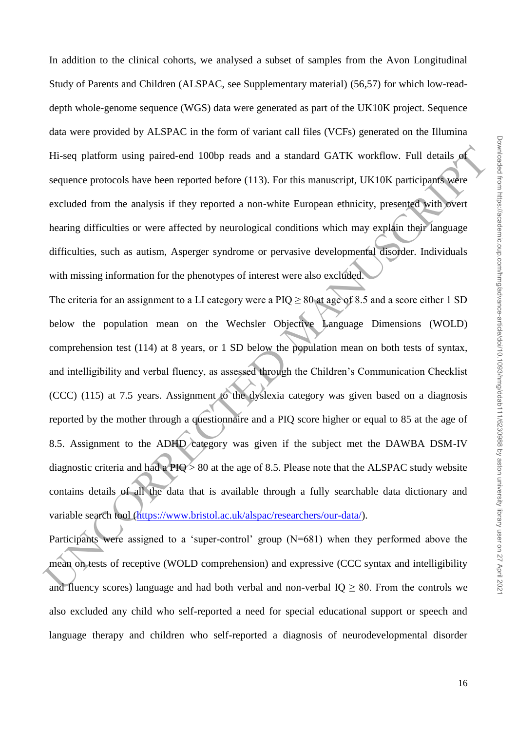In addition to the clinical cohorts, we analysed a subset of samples from the Avon Longitudinal Study of Parents and Children (ALSPAC, see Supplementary material) (56,57) for which low-read-depth whole-genome sequence (WGS) data were generated as part of the UK10K project. Sequence data were provided by ALSPAC in the form of variant call files (VCFs) generated on the Illumina Hi-seq platform using paired-end 100bp reads and a standard GATK workflow. Full details of sequence protocols have been reported before (113). For this manuscript, UK10K participants were excluded from the analysis if they reported a non-white European ethnicity, presented with overt hearing difficulties or were affected by neurological conditions which may explain their language difficulties, such as autism, Asperger syndrome or pervasive developmental disorder. Individuals with missing information for the phenotypes of interest were also excluded.

The criteria for an assignment to a LI category were a PIQ $\geq$ 80 at age of 8.5 and a score either 1 SD below the population mean on the Wechsler Objective Language Dimensions (WOLD) comprehension test (114) at 8 years, or 1 SD below the population mean on both tests of syntax, and intelligibility and verbal fluency, as assessed through the Children's Communication Checklist (CCC) (115) at 7.5 years. Assignment to the dyslexia category was given based on a diagnosis reported by the mother through a questionnaire and a PIQ score higher or equal to 85 at the age of 8.5. Assignment to the ADHD category was given if the subject met the DAWBA DSM-IV diagnostic criteria and had a PIQ > 80 at the age of 8.5. Please note that the ALSPAC study website contains details of all the data that is available through a fully searchable data dictionary and variable search tool (https://www.bristol.ac.uk/alspac/researchers/our-data/).

Participants were assigned to a 'super-control' group (N=681) when they performed above the mean on tests of receptive (WOLD comprehension) and expressive (CCC syntax and intelligibility and fluency scores) language and had both verbal and non-verbal IQ $\geq$ 80. From the controls we also excluded any child who self-reported a need for special educational support or speech and language therapy and children who self-reported a diagnosis of neurodevelopmental disorder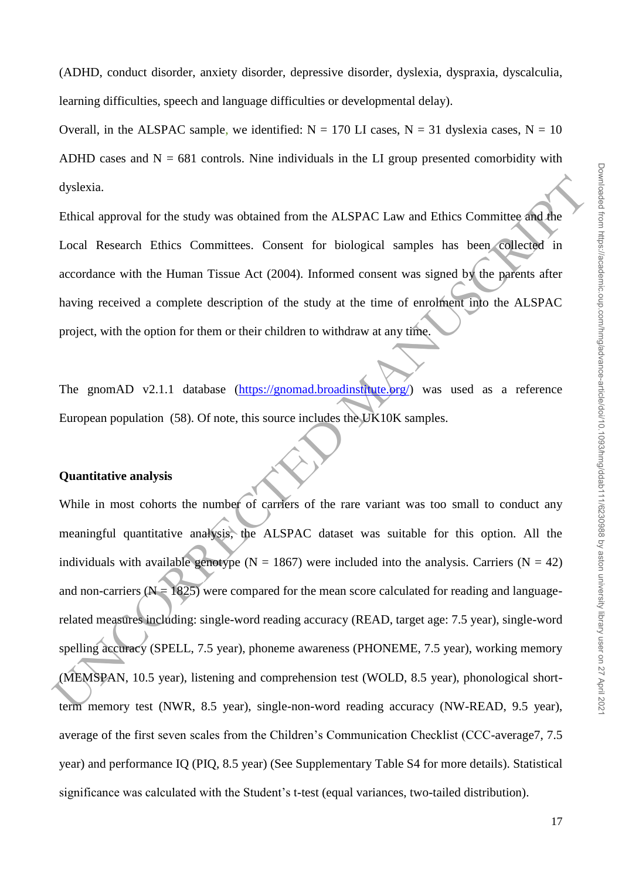(ADHD, conduct disorder, anxiety disorder, depressive disorder, dyslexia, dyspraxia, dyscalculia, learning difficulties, speech and language difficulties or developmental delay).

Overall, in the ALSPAC sample, we identified: N = 170 LI cases, N = 31 dyslexia cases, N = 10 ADHD cases and N = 681 controls. Nine individuals in the LI group presented comorbidity with dyslexia.

Ethical approval for the study was obtained from the ALSPAC Law and Ethics Committee and the Local Research Ethics Committees. Consent for biological samples has been collected in accordance with the Human Tissue Act (2004). Informed consent was signed by the parents after having received a complete description of the study at the time of enrolment into the ALSPAC project, with the option for them or their children to withdraw at any time.

The gnomAD v2.1.1 database (https://gnomad.broadinstitute.org/) was used as a reference European population (58). Of note, this source includes the UK10K samples.

**Quantitative analysis**

While in most cohorts the number of carriers of the rare variant was too small to conduct any meaningful quantitative analysis, the ALSPAC dataset was suitable for this option. All the individuals with available genotype (N = 1867) were included into the analysis. Carriers (N = 42) and non-carriers (N = 1825) were compared for the mean score calculated for reading and language-related measures including: single-word reading accuracy (READ, target age: 7.5 year), single-word spelling accuracy (SPELL, 7.5 year), phoneme awareness (PHONEME, 7.5 year), working memory (MEMSPAN, 10.5 year), listening and comprehension test (WOLD, 8.5 year), phonological short-term memory test (NWR, 8.5 year), single-non-word reading accuracy (NW-READ, 9.5 year), average of the first seven scales from the Children's Communication Checklist (CCC-average7, 7.5 year) and performance IQ (PIQ, 8.5 year) (See Supplementary Table S4 for more details). Statistical significance was calculated with the Student's t-test (equal variances, two-tailed distribution).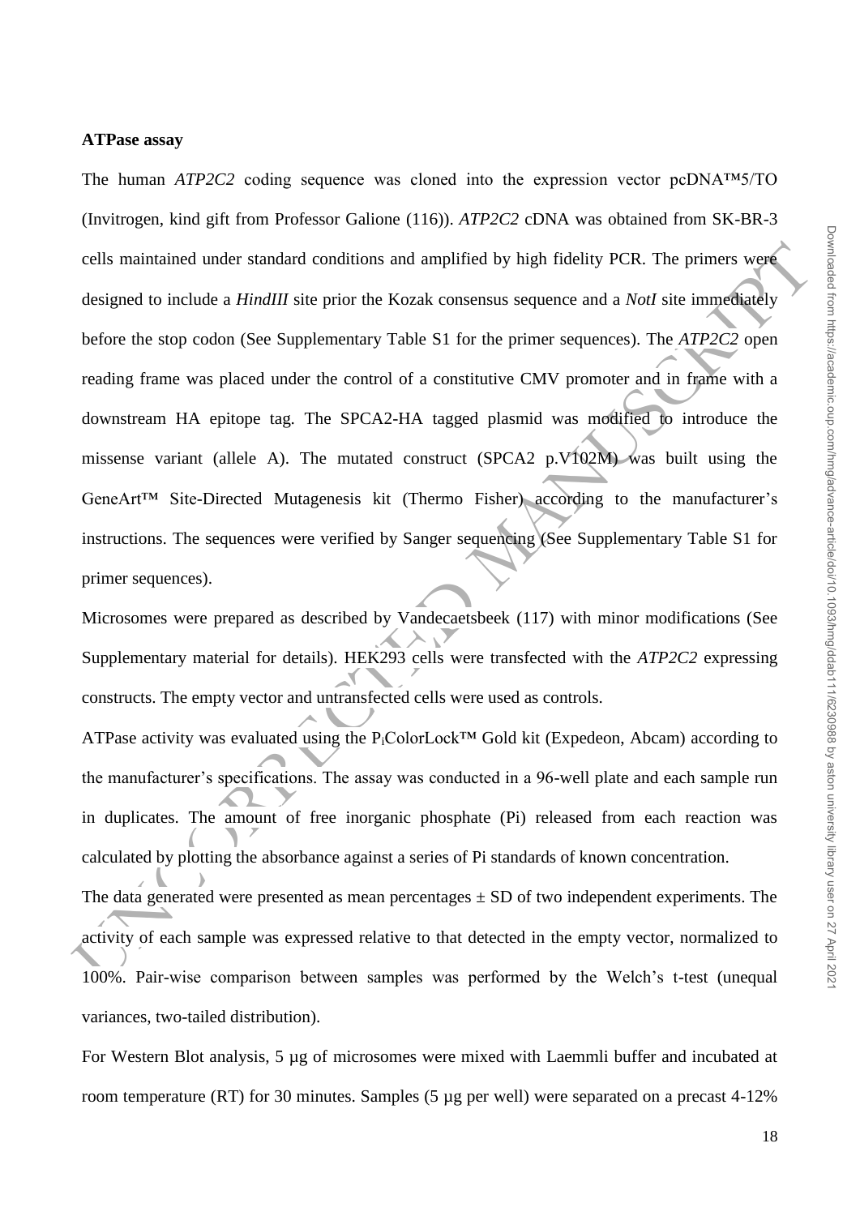**ATPase assay**

The human *ATP2C2* coding sequence was cloned into the expression vector pcDNA™5/TO (Invitrogen, kind gift from Professor Galione (116)). *ATP2C2* cDNA was obtained from SK-BR-3 cells maintained under standard conditions and amplified by high fidelity PCR. The primers were designed to include a *HindIII* site prior the Kozak consensus sequence and a *NotI* site immediately before the stop codon (See Supplementary Table S1 for the primer sequences). The *ATP2C2* open reading frame was placed under the control of a constitutive CMV promoter and in frame with a downstream HA epitope tag. The SPCA2-HA tagged plasmid was modified to introduce the missense variant (allele A). The mutated construct (SPCA2 p.V102M) was built using the GeneArt™ Site-Directed Mutagenesis kit (Thermo Fisher) according to the manufacturer's instructions. The sequences were verified by Sanger sequencing (See Supplementary Table S1 for primer sequences).

Microsomes were prepared as described by Vandecaetsbeek (117) with minor modifications (See Supplementary material for details). HEK293 cells were transfected with the *ATP2C2* expressing constructs. The empty vector and untransfected cells were used as controls.

ATPase activity was evaluated using the $P_i$ColorLock™ Gold kit (Expedeon, Abcam) according to the manufacturer's specifications. The assay was conducted in a 96-well plate and each sample run in duplicates. The amount of free inorganic phosphate (Pi) released from each reaction was calculated by plotting the absorbance against a series of Pi standards of known concentration.

The data generated were presented as mean percentages ± SD of two independent experiments. The activity of each sample was expressed relative to that detected in the empty vector, normalized to 100%. Pair-wise comparison between samples was performed by the Welch's t-test (unequal variances, two-tailed distribution).

For Western Blot analysis, 5 µg of microsomes were mixed with Laemmli buffer and incubated at room temperature (RT) for 30 minutes. Samples (5 µg per well) were separated on a precast 4-12%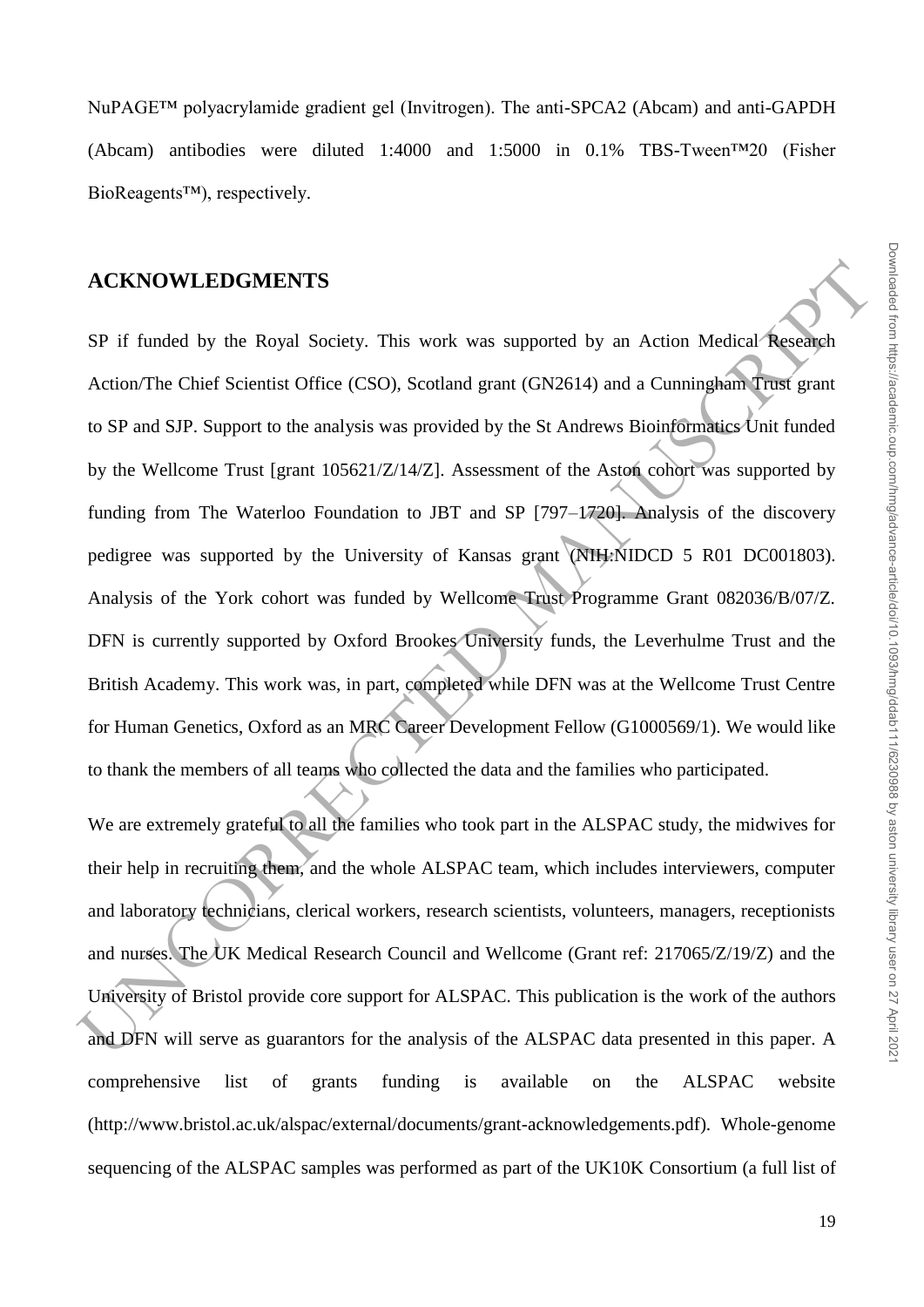NuPAGE™ polyacrylamide gradient gel (Invitrogen). The anti-SPCA2 (Abcam) and anti-GAPDH (Abcam) antibodies were diluted 1:4000 and 1:5000 in 0.1% TBS-Tween™20 (Fisher BioReagents™), respectively.

## ACKNOWLEDGMENTS

SP if funded by the Royal Society. This work was supported by an Action Medical Research Action/The Chief Scientist Office (CSO), Scotland grant (GN2614) and a Cunningham Trust grant to SP and SJP. Support to the analysis was provided by the St Andrews Bioinformatics Unit funded by the Wellcome Trust [grant 105621/Z/14/Z]. Assessment of the Aston cohort was supported by funding from The Waterloo Foundation to JBT and SP [797–1720]. Analysis of the discovery pedigree was supported by the University of Kansas grant (NIH:NIDCD 5 R01 DC001803). Analysis of the York cohort was funded by Wellcome Trust Programme Grant 082036/B/07/Z. DFN is currently supported by Oxford Brookes University funds, the Leverhulme Trust and the British Academy. This work was, in part, completed while DFN was at the Wellcome Trust Centre for Human Genetics, Oxford as an MRC Career Development Fellow (G1000569/1). We would like to thank the members of all teams who collected the data and the families who participated.

We are extremely grateful to all the families who took part in the ALSPAC study, the midwives for their help in recruiting them, and the whole ALSPAC team, which includes interviewers, computer and laboratory technicians, clerical workers, research scientists, volunteers, managers, receptionists and nurses. The UK Medical Research Council and Wellcome (Grant ref: 217065/Z/19/Z) and the University of Bristol provide core support for ALSPAC. This publication is the work of the authors and DFN will serve as guarantors for the analysis of the ALSPAC data presented in this paper. A comprehensive list of grants funding is available on the ALSPAC website (http://www.bristol.ac.uk/alspac/external/documents/grant-acknowledgements.pdf). Whole-genome sequencing of the ALSPAC samples was performed as part of the UK10K Consortium (a full list of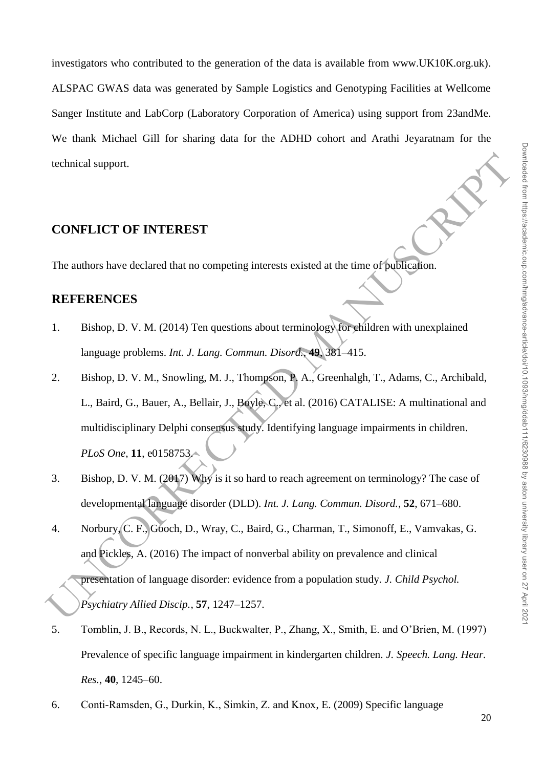investigators who contributed to the generation of the data is available from www.UK10K.org.uk). ALSPAC GWAS data was generated by Sample Logistics and Genotyping Facilities at Wellcome Sanger Institute and LabCorp (Laboratory Corporation of America) using support from 23andMe. We thank Michael Gill for sharing data for the ADHD cohort and Arathi Jeyaratnam for the technical support.

## CONFLICT OF INTEREST

The authors have declared that no competing interests existed at the time of publication.

## REFERENCES

1. Bishop, D. V. M. (2014) Ten questions about terminology for children with unexplained language problems. *Int. J. Lang. Commun. Disord.*, **49**, 381–415.
2. Bishop, D. V. M., Snowling, M. J., Thompson, P. A., Greenhalgh, T., Adams, C., Archibald, L., Baird, G., Bauer, A., Bellair, J., Boyle, C., et al. (2016) CATALISE: A multinational and multidisciplinary Delphi consensus study. Identifying language impairments in children. *PLoS One*, **11**, e0158753.
3. Bishop, D. V. M. (2017) Why is it so hard to reach agreement on terminology? The case of developmental language disorder (DLD). *Int. J. Lang. Commun. Disord.*, **52**, 671–680.
4. Norbury, C. F., Gooch, D., Wray, C., Baird, G., Charman, T., Simonoff, E., Vamvakas, G. and Pickles, A. (2016) The impact of nonverbal ability on prevalence and clinical presentation of language disorder: evidence from a population study. *J. Child Psychol. Psychiatry Allied Discip.*, **57**, 1247–1257.
5. Tomblin, J. B., Records, N. L., Buckwalter, P., Zhang, X., Smith, E. and O'Brien, M. (1997) Prevalence of specific language impairment in kindergarten children. *J. Speech. Lang. Hear. Res.*, **40**, 1245–60.
6. Conti-Ramsden, G., Durkin, K., Simkin, Z. and Knox, E. (2009) Specific language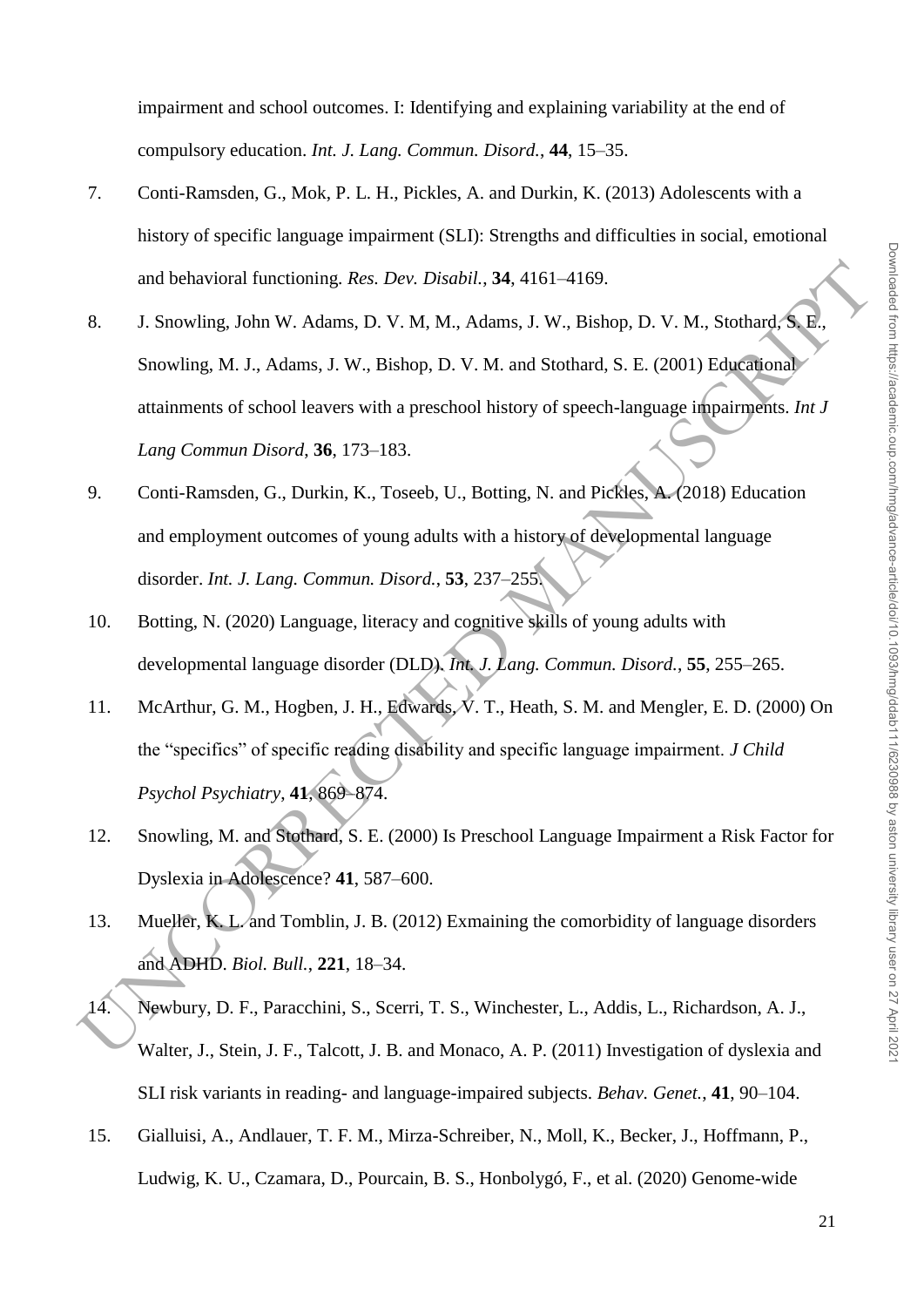impairment and school outcomes. I: Identifying and explaining variability at the end of compulsory education. *Int. J. Lang. Commun. Disord.*, **44**, 15–35.

7. Conti-Ramsden, G., Mok, P. L. H., Pickles, A. and Durkin, K. (2013) Adolescents with a history of specific language impairment (SLI): Strengths and difficulties in social, emotional and behavioral functioning. *Res. Dev. Disabil.*, **34**, 4161–4169.
8. J. Snowling, John W. Adams, D. V. M, M., Adams, J. W., Bishop, D. V. M., Stothard, S. E., Snowling, M. J., Adams, J. W., Bishop, D. V. M. and Stothard, S. E. (2001) Educational attainments of school leavers with a preschool history of speech-language impairments. *Int J Lang Commun Disord*, **36**, 173–183.
9. Conti-Ramsden, G., Durkin, K., Toseeb, U., Botting, N. and Pickles, A. (2018) Education and employment outcomes of young adults with a history of developmental language disorder. *Int. J. Lang. Commun. Disord.*, **53**, 237–255.
10. Botting, N. (2020) Language, literacy and cognitive skills of young adults with developmental language disorder (DLD). *Int. J. Lang. Commun. Disord.*, **55**, 255–265.
11. McArthur, G. M., Hogben, J. H., Edwards, V. T., Heath, S. M. and Mengler, E. D. (2000) On the "specifics" of specific reading disability and specific language impairment. *J Child Psychol Psychiatry*, **41**, 869–874.
12. Snowling, M. and Stothard, S. E. (2000) Is Preschool Language Impairment a Risk Factor for Dyslexia in Adolescence? **41**, 587–600.
13. Mueller, K. L. and Tomblin, J. B. (2012) Exmaining the comorbidity of language disorders and ADHD. *Biol. Bull.*, **221**, 18–34.
14. Newbury, D. F., Paracchini, S., Scerri, T. S., Winchester, L., Addis, L., Richardson, A. J., Walter, J., Stein, J. F., Talcott, J. B. and Monaco, A. P. (2011) Investigation of dyslexia and SLI risk variants in reading- and language-impaired subjects. *Behav. Genet.*, **41**, 90–104.
15. Gialluisi, A., Andlauer, T. F. M., Mirza-Schreiber, N., Moll, K., Becker, J., Hoffmann, P., Ludwig, K. U., Czamara, D., Pourcain, B. S., Honbolygó, F., et al. (2020) Genome-wide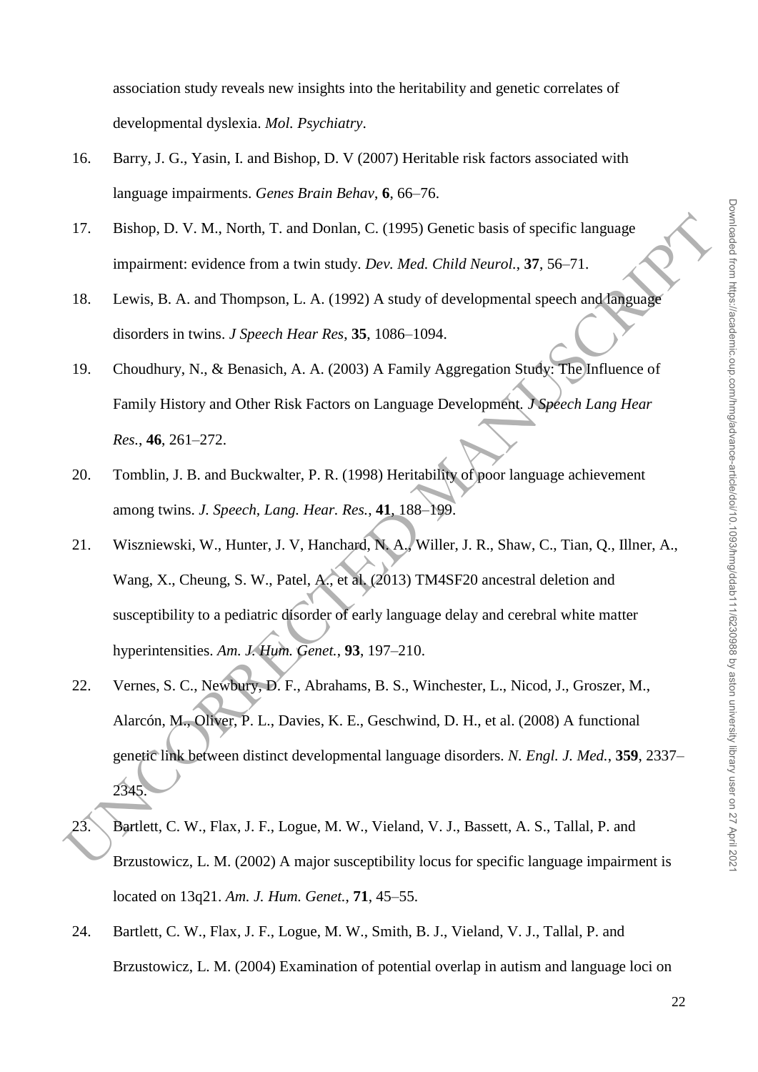association study reveals new insights into the heritability and genetic correlates of developmental dyslexia. *Mol. Psychiatry*.

16. Barry, J. G., Yasin, I. and Bishop, D. V (2007) Heritable risk factors associated with language impairments. *Genes Brain Behav*, **6**, 66–76.

17. Bishop, D. V. M., North, T. and Donlan, C. (1995) Genetic basis of specific language impairment: evidence from a twin study. *Dev. Med. Child Neurol.*, **37**, 56–71.

18. Lewis, B. A. and Thompson, L. A. (1992) A study of developmental speech and language disorders in twins. *J Speech Hear Res*, **35**, 1086–1094.

19. Choudhury, N., & Benasich, A. A. (2003) A Family Aggregation Study: The Influence of Family History and Other Risk Factors on Language Development. *J Speech Lang Hear Res.*, **46**, 261–272.

20. Tomblin, J. B. and Buckwalter, P. R. (1998) Heritability of poor language achievement among twins. *J. Speech, Lang. Hear. Res.*, **41**, 188–199.

21. Wiszniewski, W., Hunter, J. V, Hanchard, N. A., Willer, J. R., Shaw, C., Tian, Q., Illner, A., Wang, X., Cheung, S. W., Patel, A., et al. (2013) TM4SF20 ancestral deletion and susceptibility to a pediatric disorder of early language delay and cerebral white matter hyperintensities. *Am. J. Hum. Genet.*, **93**, 197–210.

22. Vernes, S. C., Newbury, D. F., Abrahams, B. S., Winchester, L., Nicod, J., Groszer, M., Alarcón, M., Oliver, P. L., Davies, K. E., Geschwind, D. H., et al. (2008) A functional genetic link between distinct developmental language disorders. *N. Engl. J. Med.*, **359**, 2337–2345.

23. Bartlett, C. W., Flax, J. F., Logue, M. W., Vieland, V. J., Bassett, A. S., Tallal, P. and Brzustowicz, L. M. (2002) A major susceptibility locus for specific language impairment is located on 13q21. *Am. J. Hum. Genet.*, **71**, 45–55.

24. Bartlett, C. W., Flax, J. F., Logue, M. W., Smith, B. J., Vieland, V. J., Tallal, P. and Brzustowicz, L. M. (2004) Examination of potential overlap in autism and language loci on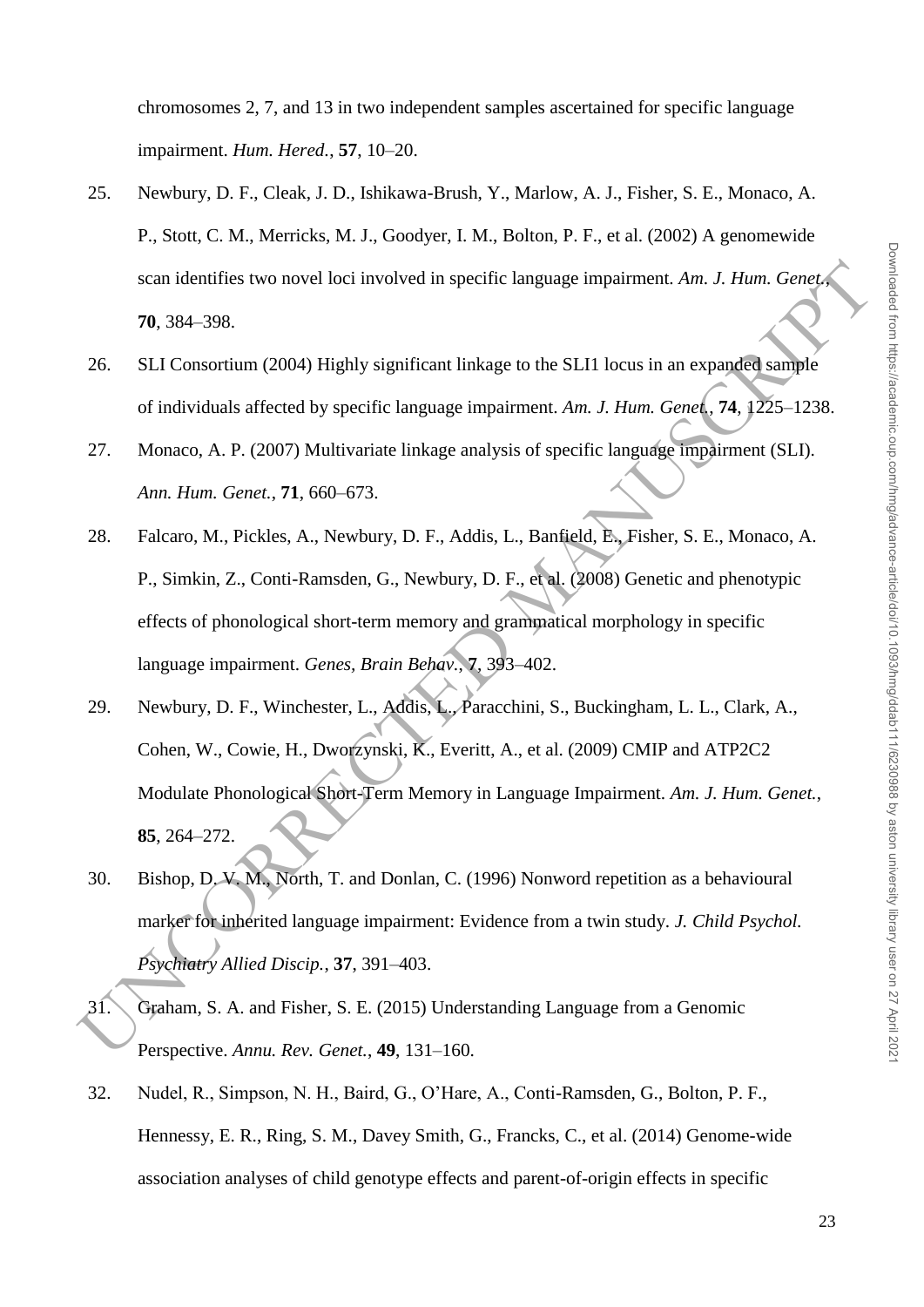chromosomes 2, 7, and 13 in two independent samples ascertained for specific language impairment. *Hum. Hered.*, **57**, 10–20.

25. Newbury, D. F., Cleak, J. D., Ishikawa-Brush, Y., Marlow, A. J., Fisher, S. E., Monaco, A. P., Stott, C. M., Merricks, M. J., Goodyer, I. M., Bolton, P. F., et al. (2002) A genomewide scan identifies two novel loci involved in specific language impairment. *Am. J. Hum. Genet.*, **70**, 384–398.
26. SLI Consortium (2004) Highly significant linkage to the SLI1 locus in an expanded sample of individuals affected by specific language impairment. *Am. J. Hum. Genet.*, **74**, 1225–1238.
27. Monaco, A. P. (2007) Multivariate linkage analysis of specific language impairment (SLI). *Ann. Hum. Genet.*, **71**, 660–673.
28. Falcaro, M., Pickles, A., Newbury, D. F., Addis, L., Banfield, E., Fisher, S. E., Monaco, A. P., Simkin, Z., Conti-Ramsden, G., Newbury, D. F., et al. (2008) Genetic and phenotypic effects of phonological short-term memory and grammatical morphology in specific language impairment. *Genes, Brain Behav.*, **7**, 393–402.
29. Newbury, D. F., Winchester, L., Addis, L., Paracchini, S., Buckingham, L. L., Clark, A., Cohen, W., Cowie, H., Dworzynski, K., Everitt, A., et al. (2009) CMIP and ATP2C2 Modulate Phonological Short-Term Memory in Language Impairment. *Am. J. Hum. Genet.*, **85**, 264–272.
30. Bishop, D. V. M., North, T. and Donlan, C. (1996) Nonword repetition as a behavioural marker for inherited language impairment: Evidence from a twin study. *J. Child Psychol. Psychiatry Allied Discip.*, **37**, 391–403.
31. Graham, S. A. and Fisher, S. E. (2015) Understanding Language from a Genomic Perspective. *Annu. Rev. Genet.*, **49**, 131–160.
32. Nudel, R., Simpson, N. H., Baird, G., O'Hare, A., Conti-Ramsden, G., Bolton, P. F., Hennessy, E. R., Ring, S. M., Davey Smith, G., Francks, C., et al. (2014) Genome-wide association analyses of child genotype effects and parent-of-origin effects in specific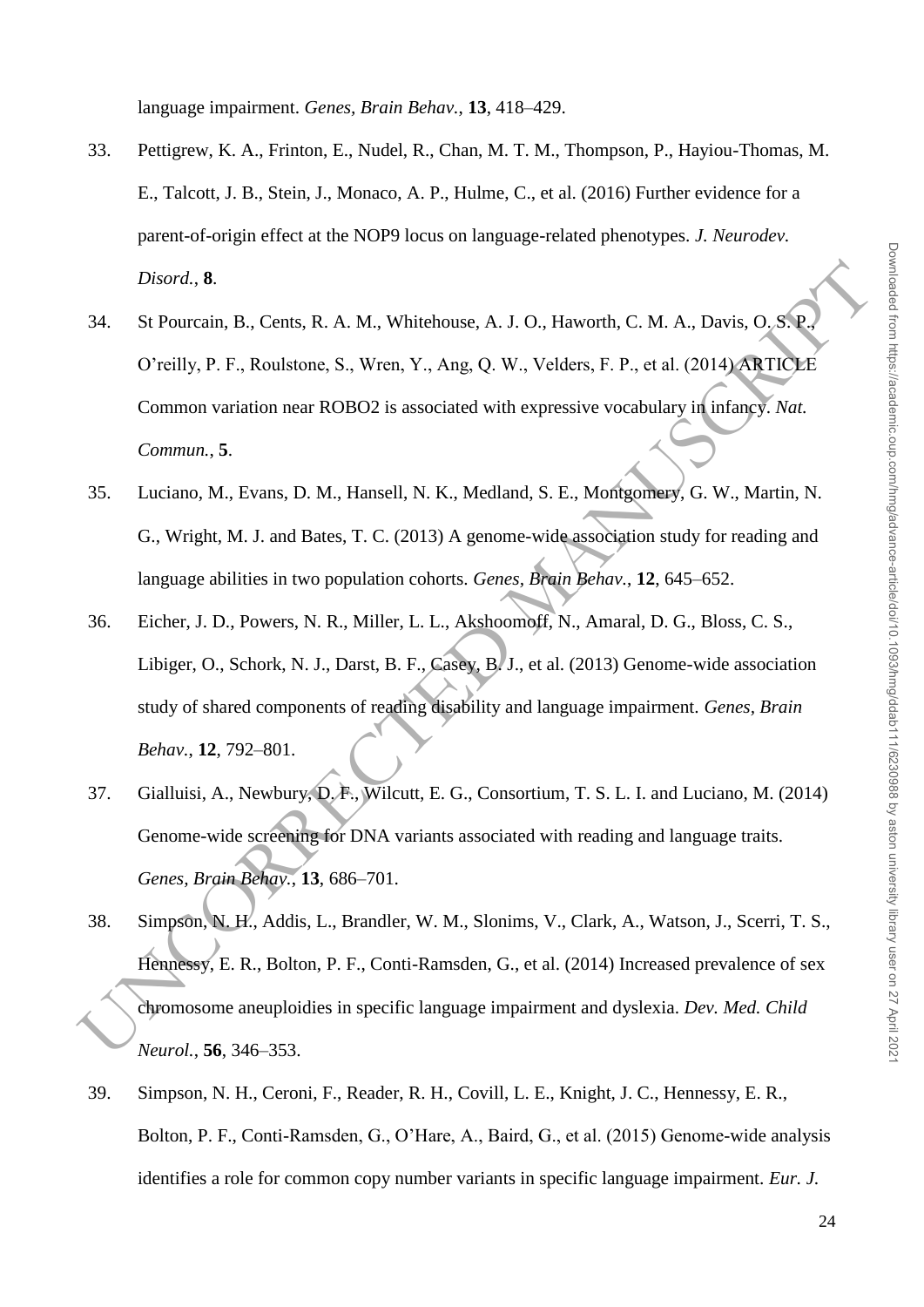language impairment. *Genes, Brain Behav.*, **13**, 418–429.

33. Pettigrew, K. A., Frinton, E., Nudel, R., Chan, M. T. M., Thompson, P., Hayiou-Thomas, M. E., Talcott, J. B., Stein, J., Monaco, A. P., Hulme, C., et al. (2016) Further evidence for a parent-of-origin effect at the NOP9 locus on language-related phenotypes. *J. Neurodev. Disord.*, **8**.

34. St Pourcain, B., Cents, R. A. M., Whitehouse, A. J. O., Haworth, C. M. A., Davis, O. S. P., O'reilly, P. F., Roulstone, S., Wren, Y., Ang, Q. W., Velders, F. P., et al. (2014) ARTICLE Common variation near ROBO2 is associated with expressive vocabulary in infancy. *Nat. Commun.*, **5**.

35. Luciano, M., Evans, D. M., Hansell, N. K., Medland, S. E., Montgomery, G. W., Martin, N. G., Wright, M. J. and Bates, T. C. (2013) A genome-wide association study for reading and language abilities in two population cohorts. *Genes, Brain Behav.*, **12**, 645–652.

36. Eicher, J. D., Powers, N. R., Miller, L. L., Akshoomoff, N., Amaral, D. G., Bloss, C. S., Libiger, O., Schork, N. J., Darst, B. F., Casey, B. J., et al. (2013) Genome-wide association study of shared components of reading disability and language impairment. *Genes, Brain Behav.*, **12**, 792–801.

37. Gialluisi, A., Newbury, D. F., Wilcutt, E. G., Consortium, T. S. L. I. and Luciano, M. (2014) Genome-wide screening for DNA variants associated with reading and language traits. *Genes, Brain Behav.*, **13**, 686–701.

38. Simpson, N. H., Addis, L., Brandler, W. M., Slonims, V., Clark, A., Watson, J., Scerri, T. S., Hennessy, E. R., Bolton, P. F., Conti-Ramsden, G., et al. (2014) Increased prevalence of sex chromosome aneuploidies in specific language impairment and dyslexia. *Dev. Med. Child Neurol.*, **56**, 346–353.

39. Simpson, N. H., Ceroni, F., Reader, R. H., Covill, L. E., Knight, J. C., Hennessy, E. R., Bolton, P. F., Conti-Ramsden, G., O'Hare, A., Baird, G., et al. (2015) Genome-wide analysis identifies a role for common copy number variants in specific language impairment. *Eur. J.*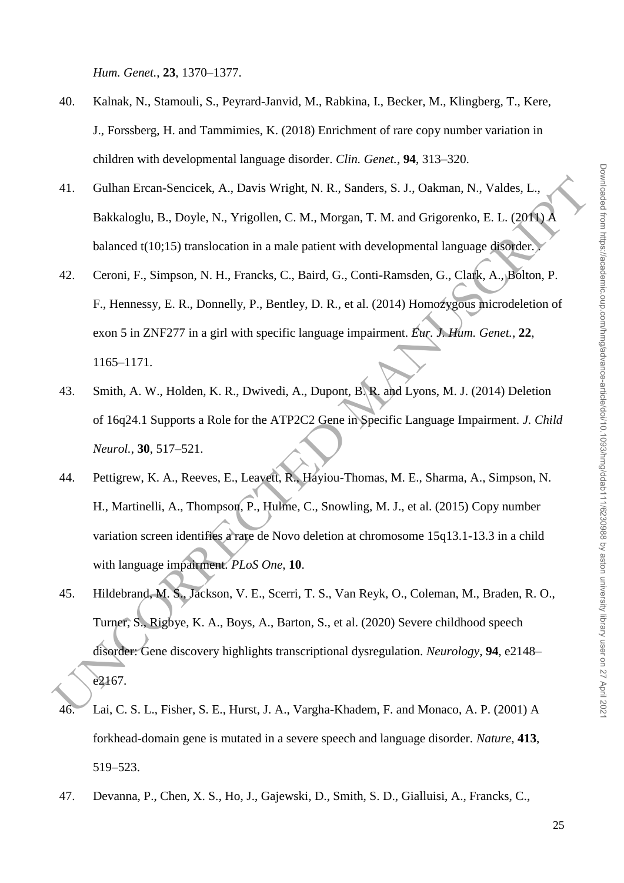*Hum. Genet.*, **23**, 1370–1377.

40. Kalnak, N., Stamouli, S., Peyrard-Janvid, M., Rabkina, I., Becker, M., Klingberg, T., Kere, J., Forssberg, H. and Tammimies, K. (2018) Enrichment of rare copy number variation in children with developmental language disorder. *Clin. Genet.*, **94**, 313–320.

41. Gulhan Ercan-Sencicek, A., Davis Wright, N. R., Sanders, S. J., Oakman, N., Valdes, L., Bakkaloglu, B., Doyle, N., Yrigollen, C. M., Morgan, T. M. and Grigorenko, E. L. (2011) A balanced t(10;15) translocation in a male patient with developmental language disorder. .

42. Ceroni, F., Simpson, N. H., Francks, C., Baird, G., Conti-Ramsden, G., Clark, A., Bolton, P. F., Hennessy, E. R., Donnelly, P., Bentley, D. R., et al. (2014) Homozygous microdeletion of exon 5 in ZNF277 in a girl with specific language impairment. *Eur. J. Hum. Genet.*, **22**, 1165–1171.

43. Smith, A. W., Holden, K. R., Dwivedi, A., Dupont, B. R. and Lyons, M. J. (2014) Deletion of 16q24.1 Supports a Role for the ATP2C2 Gene in Specific Language Impairment. *J. Child Neurol.*, **30**, 517–521.

44. Pettigrew, K. A., Reeves, E., Leavett, R., Hayiou-Thomas, M. E., Sharma, A., Simpson, N. H., Martinelli, A., Thompson, P., Hulme, C., Snowling, M. J., et al. (2015) Copy number variation screen identifies a rare de Novo deletion at chromosome 15q13.1-13.3 in a child with language impairment. *PLoS One*, **10**.

45. Hildebrand, M. S., Jackson, V. E., Scerri, T. S., Van Reyk, O., Coleman, M., Braden, R. O., Turner, S., Rigbye, K. A., Boys, A., Barton, S., et al. (2020) Severe childhood speech disorder: Gene discovery highlights transcriptional dysregulation. *Neurology*, **94**, e2148–e2167.

46. Lai, C. S. L., Fisher, S. E., Hurst, J. A., Vargha-Khadem, F. and Monaco, A. P. (2001) A forkhead-domain gene is mutated in a severe speech and language disorder. *Nature*, **413**, 519–523.

47. Devanna, P., Chen, X. S., Ho, J., Gajewski, D., Smith, S. D., Gialluisi, A., Francks, C.,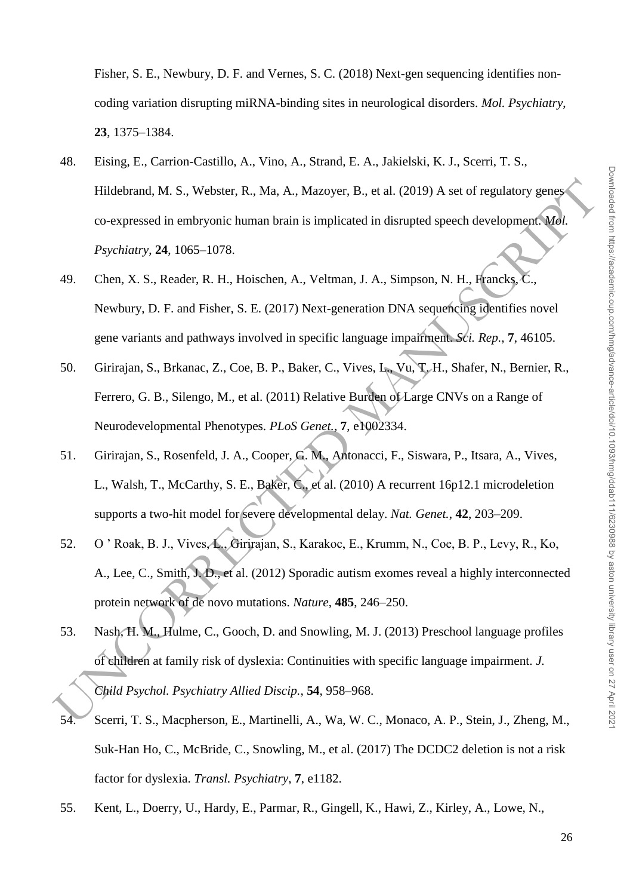Fisher, S. E., Newbury, D. F. and Vernes, S. C. (2018) Next-gen sequencing identifies non-coding variation disrupting miRNA-binding sites in neurological disorders. *Mol. Psychiatry*, **23**, 1375–1384.

48. Eising, E., Carrion-Castillo, A., Vino, A., Strand, E. A., Jakielski, K. J., Scerri, T. S., Hildebrand, M. S., Webster, R., Ma, A., Mazoyer, B., et al. (2019) A set of regulatory genes co-expressed in embryonic human brain is implicated in disrupted speech development. *Mol. Psychiatry*, **24**, 1065–1078.

49. Chen, X. S., Reader, R. H., Hoischen, A., Veltman, J. A., Simpson, N. H., Francks, C., Newbury, D. F. and Fisher, S. E. (2017) Next-generation DNA sequencing identifies novel gene variants and pathways involved in specific language impairment. *Sci. Rep.*, **7**, 46105.

50. Girirajan, S., Brkanac, Z., Coe, B. P., Baker, C., Vives, L., Vu, T. H., Shafer, N., Bernier, R., Ferrero, G. B., Silengo, M., et al. (2011) Relative Burden of Large CNVs on a Range of Neurodevelopmental Phenotypes. *PLoS Genet.*, **7**, e1002334.

51. Girirajan, S., Rosenfeld, J. A., Cooper, G. M., Antonacci, F., Siswara, P., Itsara, A., Vives, L., Walsh, T., McCarthy, S. E., Baker, C., et al. (2010) A recurrent 16p12.1 microdeletion supports a two-hit model for severe developmental delay. *Nat. Genet.*, **42**, 203–209.

52. O ' Roak, B. J., Vives, L., Girirajan, S., Karakoc, E., Krumm, N., Coe, B. P., Levy, R., Ko, A., Lee, C., Smith, J. D., et al. (2012) Sporadic autism exomes reveal a highly interconnected protein network of de novo mutations. *Nature*, **485**, 246–250.

53. Nash, H. M., Hulme, C., Gooch, D. and Snowling, M. J. (2013) Preschool language profiles of children at family risk of dyslexia: Continuities with specific language impairment. *J. Child Psychol. Psychiatry Allied Discip.*, **54**, 958–968.

54. Scerri, T. S., Macpherson, E., Martinelli, A., Wa, W. C., Monaco, A. P., Stein, J., Zheng, M., Suk-Han Ho, C., McBride, C., Snowling, M., et al. (2017) The DCDC2 deletion is not a risk factor for dyslexia. *Transl. Psychiatry*, **7**, e1182.

55. Kent, L., Doerry, U., Hardy, E., Parmar, R., Gingell, K., Hawi, Z., Kirley, A., Lowe, N.,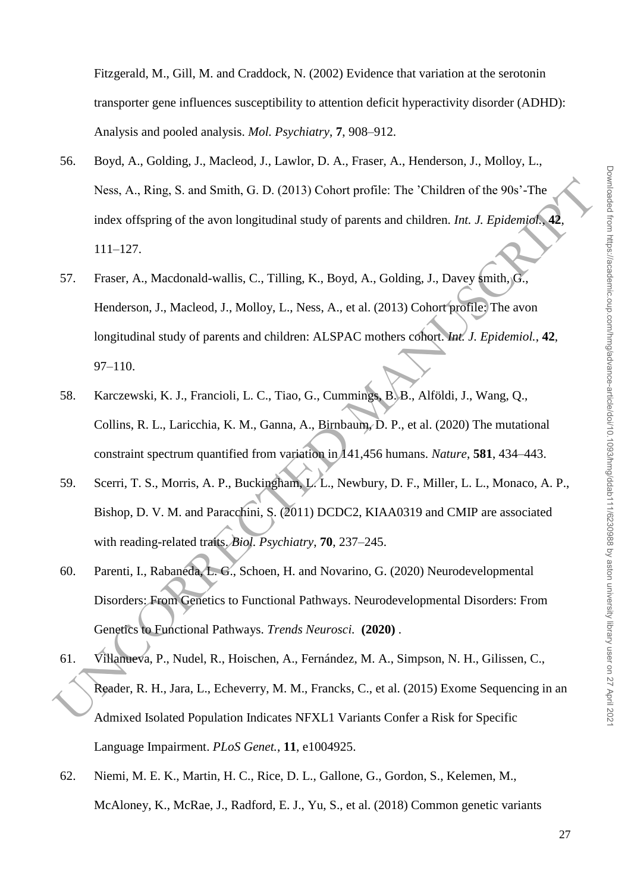Fitzgerald, M., Gill, M. and Craddock, N. (2002) Evidence that variation at the serotonin transporter gene influences susceptibility to attention deficit hyperactivity disorder (ADHD): Analysis and pooled analysis. *Mol. Psychiatry*, **7**, 908–912.

56. Boyd, A., Golding, J., Macleod, J., Lawlor, D. A., Fraser, A., Henderson, J., Molloy, L., Ness, A., Ring, S. and Smith, G. D. (2013) Cohort profile: The 'Children of the 90s'-The index offspring of the avon longitudinal study of parents and children. *Int. J. Epidemiol.*, **42**, 111–127.
57. Fraser, A., Macdonald-wallis, C., Tilling, K., Boyd, A., Golding, J., Davey smith, G., Henderson, J., Macleod, J., Molloy, L., Ness, A., et al. (2013) Cohort profile: The avon longitudinal study of parents and children: ALSPAC mothers cohort. *Int. J. Epidemiol.*, **42**, 97–110.
58. Karczewski, K. J., Francioli, L. C., Tiao, G., Cummings, B. B., Alföldi, J., Wang, Q., Collins, R. L., Laricchia, K. M., Ganna, A., Birnbaum, D. P., et al. (2020) The mutational constraint spectrum quantified from variation in 141,456 humans. *Nature*, **581**, 434–443.
59. Scerri, T. S., Morris, A. P., Buckingham, L. L., Newbury, D. F., Miller, L. L., Monaco, A. P., Bishop, D. V. M. and Paracchini, S. (2011) DCDC2, KIAA0319 and CMIP are associated with reading-related traits. *Biol. Psychiatry*, **70**, 237–245.
60. Parenti, I., Rabaneda, L. G., Schoen, H. and Novarino, G. (2020) Neurodevelopmental Disorders: From Genetics to Functional Pathways. Neurodevelopmental Disorders: From Genetics to Functional Pathways. *Trends Neurosci.* **(2020)** .
61. Villanueva, P., Nudel, R., Hoischen, A., Fernández, M. A., Simpson, N. H., Gilissen, C., Reader, R. H., Jara, L., Echeverry, M. M., Francks, C., et al. (2015) Exome Sequencing in an Admixed Isolated Population Indicates NFXL1 Variants Confer a Risk for Specific Language Impairment. *PLoS Genet.*, **11**, e1004925.
62. Niemi, M. E. K., Martin, H. C., Rice, D. L., Gallone, G., Gordon, S., Kelemen, M., McAloney, K., McRae, J., Radford, E. J., Yu, S., et al. (2018) Common genetic variants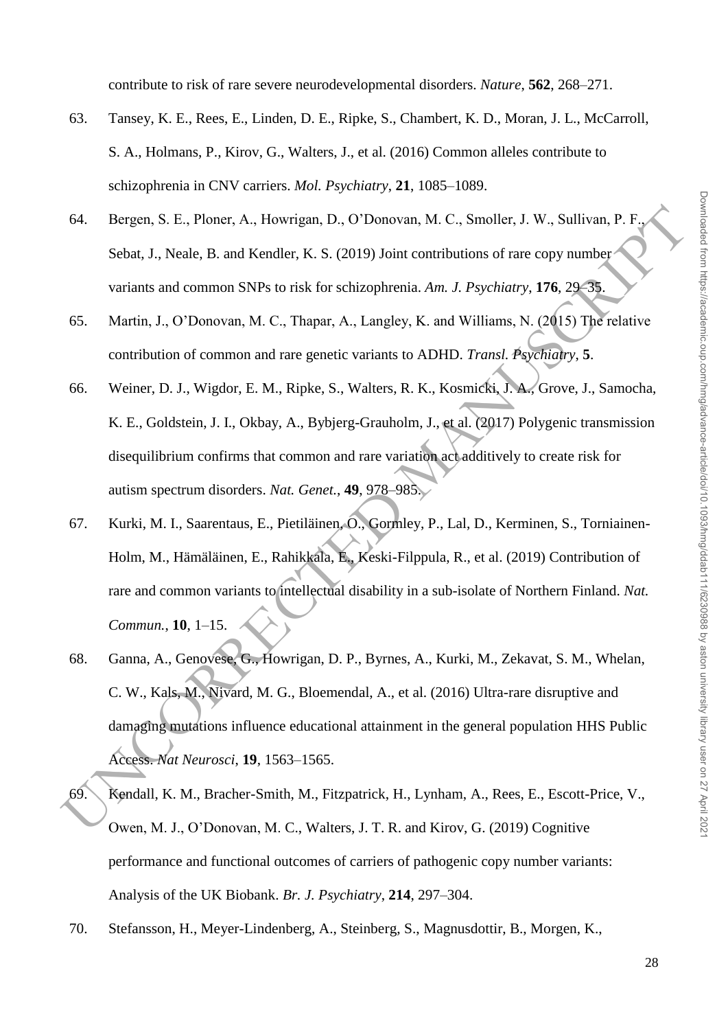contribute to risk of rare severe neurodevelopmental disorders. *Nature*, **562**, 268–271.

63. Tansey, K. E., Rees, E., Linden, D. E., Ripke, S., Chambert, K. D., Moran, J. L., McCarroll, S. A., Holmans, P., Kirov, G., Walters, J., et al. (2016) Common alleles contribute to schizophrenia in CNV carriers. *Mol. Psychiatry*, **21**, 1085–1089.

64. Bergen, S. E., Ploner, A., Howrigan, D., O'Donovan, M. C., Smoller, J. W., Sullivan, P. F., Sebat, J., Neale, B. and Kendler, K. S. (2019) Joint contributions of rare copy number variants and common SNPs to risk for schizophrenia. *Am. J. Psychiatry*, **176**, 29–35.

65. Martin, J., O'Donovan, M. C., Thapar, A., Langley, K. and Williams, N. (2015) The relative contribution of common and rare genetic variants to ADHD. *Transl. Psychiatry*, **5**.

66. Weiner, D. J., Wigdor, E. M., Ripke, S., Walters, R. K., Kosmicki, J. A., Grove, J., Samocha, K. E., Goldstein, J. I., Okbay, A., Bybjerg-Grauholm, J., et al. (2017) Polygenic transmission disequilibrium confirms that common and rare variation act additively to create risk for autism spectrum disorders. *Nat. Genet.*, **49**, 978–985.

67. Kurki, M. I., Saarentaus, E., Pietiläinen, O., Gormley, P., Lal, D., Kerminen, S., Torniainen-Holm, M., Hämäläinen, E., Rahikkala, E., Keski-Filppula, R., et al. (2019) Contribution of rare and common variants to intellectual disability in a sub-isolate of Northern Finland. *Nat. Commun.*, **10**, 1–15.

68. Ganna, A., Genovese, G., Howrigan, D. P., Byrnes, A., Kurki, M., Zekavat, S. M., Whelan, C. W., Kals, M., Nivard, M. G., Bloemendal, A., et al. (2016) Ultra-rare disruptive and damaging mutations influence educational attainment in the general population HHS Public Access. *Nat Neurosci*, **19**, 1563–1565.

69. Kendall, K. M., Bracher-Smith, M., Fitzpatrick, H., Lynham, A., Rees, E., Escott-Price, V., Owen, M. J., O'Donovan, M. C., Walters, J. T. R. and Kirov, G. (2019) Cognitive performance and functional outcomes of carriers of pathogenic copy number variants: Analysis of the UK Biobank. *Br. J. Psychiatry*, **214**, 297–304.

70. Stefansson, H., Meyer-Lindenberg, A., Steinberg, S., Magnusdottir, B., Morgen, K.,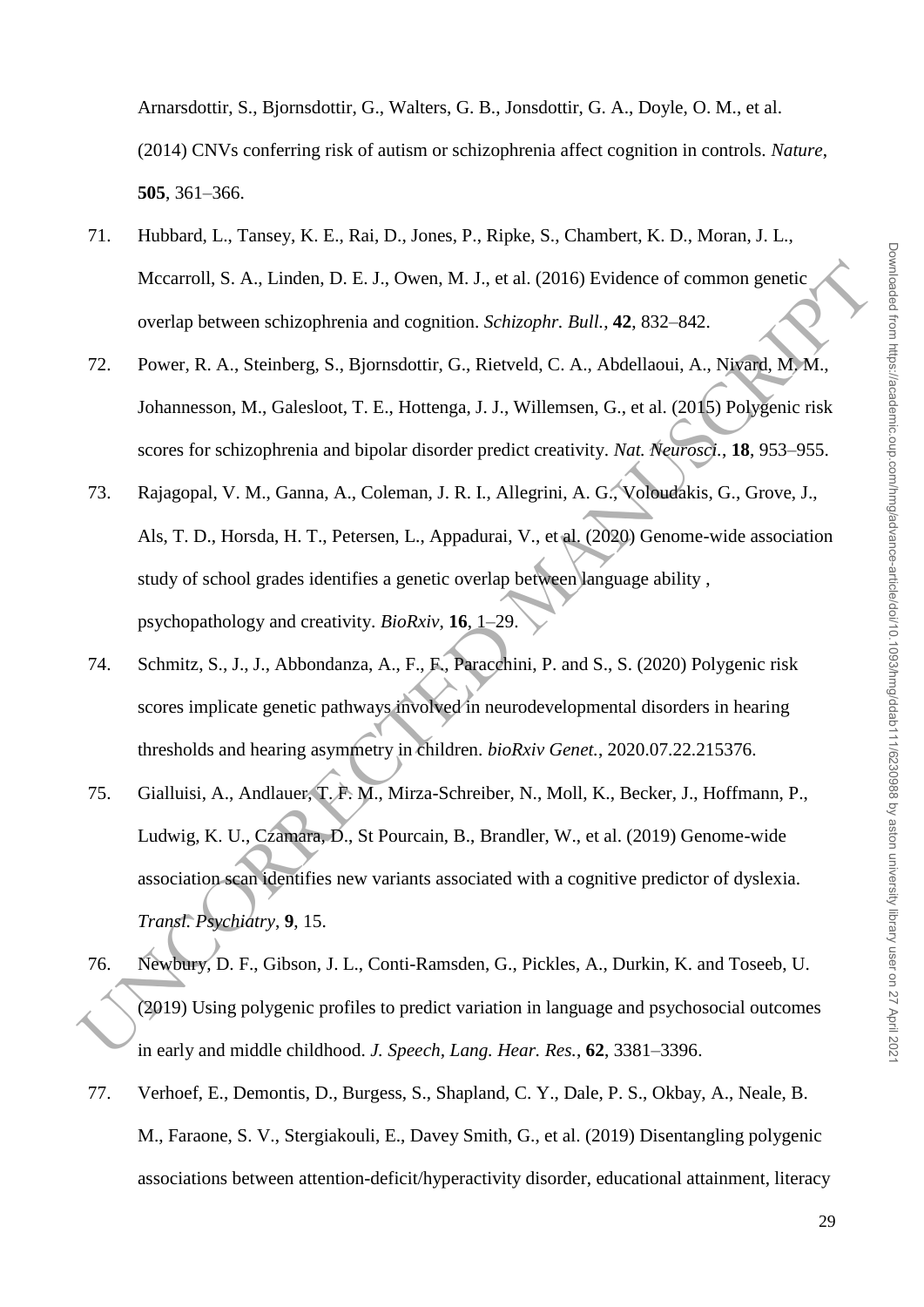Arnarsdottir, S., Bjornsdottir, G., Walters, G. B., Jonsdottir, G. A., Doyle, O. M., et al. (2014) CNVs conferring risk of autism or schizophrenia affect cognition in controls. *Nature*, **505**, 361–366.

71. Hubbard, L., Tansey, K. E., Rai, D., Jones, P., Ripke, S., Chambert, K. D., Moran, J. L., Mccarroll, S. A., Linden, D. E. J., Owen, M. J., et al. (2016) Evidence of common genetic overlap between schizophrenia and cognition. *Schizophr. Bull.*, **42**, 832–842.

72. Power, R. A., Steinberg, S., Bjornsdottir, G., Rietveld, C. A., Abdellaoui, A., Nivard, M. M., Johannesson, M., Galesloot, T. E., Hottenga, J. J., Willemsen, G., et al. (2015) Polygenic risk scores for schizophrenia and bipolar disorder predict creativity. *Nat. Neurosci.*, **18**, 953–955.

73. Rajagopal, V. M., Ganna, A., Coleman, J. R. I., Allegrini, A. G., Voloudakis, G., Grove, J., Als, T. D., Horsda, H. T., Petersen, L., Appadurai, V., et al. (2020) Genome-wide association study of school grades identifies a genetic overlap between language ability , psychopathology and creativity. *BioRxiv*, **16**, 1–29.

74. Schmitz, S., J., J., Abbondanza, A., F., F., Paracchini, P. and S., S. (2020) Polygenic risk scores implicate genetic pathways involved in neurodevelopmental disorders in hearing thresholds and hearing asymmetry in children. *bioRxiv Genet.*, 2020.07.22.215376.

75. Gialluisi, A., Andlauer, T. F. M., Mirza-Schreiber, N., Moll, K., Becker, J., Hoffmann, P., Ludwig, K. U., Czamara, D., St Pourcain, B., Brandler, W., et al. (2019) Genome-wide association scan identifies new variants associated with a cognitive predictor of dyslexia. *Transl. Psychiatry*, **9**, 15.

76. Newbury, D. F., Gibson, J. L., Conti-Ramsden, G., Pickles, A., Durkin, K. and Toseeb, U. (2019) Using polygenic profiles to predict variation in language and psychosocial outcomes in early and middle childhood. *J. Speech, Lang. Hear. Res.*, **62**, 3381–3396.

77. Verhoef, E., Demontis, D., Burgess, S., Shapland, C. Y., Dale, P. S., Okbay, A., Neale, B. M., Faraone, S. V., Stergiakouli, E., Davey Smith, G., et al. (2019) Disentangling polygenic associations between attention-deficit/hyperactivity disorder, educational attainment, literacy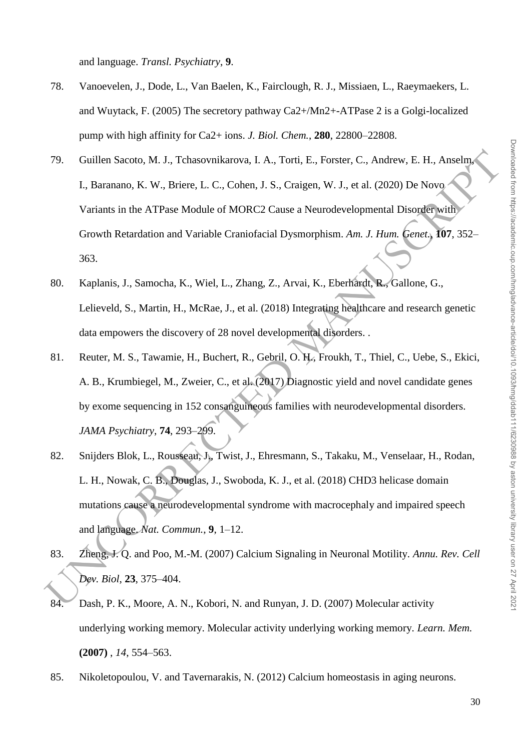and language. *Transl. Psychiatry*, **9**.

78. Vanoevelen, J., Dode, L., Van Baelen, K., Fairclough, R. J., Missiaen, L., Raeymaekers, L. and Wuytack, F. (2005) The secretory pathway Ca2+/Mn2+-ATPase 2 is a Golgi-localized pump with high affinity for Ca2+ ions. *J. Biol. Chem.*, **280**, 22800–22808.

79. Guillen Sacoto, M. J., Tchasovnikarova, I. A., Torti, E., Forster, C., Andrew, E. H., Anselm, I., Baranano, K. W., Briere, L. C., Cohen, J. S., Craigen, W. J., et al. (2020) De Novo Variants in the ATPase Module of MORC2 Cause a Neurodevelopmental Disorder with Growth Retardation and Variable Craniofacial Dysmorphism. *Am. J. Hum. Genet.*, **107**, 352–363.

80. Kaplanis, J., Samocha, K., Wiel, L., Zhang, Z., Arvai, K., Eberhardt, R., Gallone, G., Lelieveld, S., Martin, H., McRae, J., et al. (2018) Integrating healthcare and research genetic data empowers the discovery of 28 novel developmental disorders. .

81. Reuter, M. S., Tawamie, H., Buchert, R., Gebril, O. H., Froukh, T., Thiel, C., Uebe, S., Ekici, A. B., Krumbiegel, M., Zweier, C., et al. (2017) Diagnostic yield and novel candidate genes by exome sequencing in 152 consanguineous families with neurodevelopmental disorders. *JAMA Psychiatry*, **74**, 293–299.

82. Snijders Blok, L., Rousseau, J., Twist, J., Ehresmann, S., Takaku, M., Venselaar, H., Rodan, L. H., Nowak, C. B., Douglas, J., Swoboda, K. J., et al. (2018) CHD3 helicase domain mutations cause a neurodevelopmental syndrome with macrocephaly and impaired speech and language. *Nat. Commun.*, **9**, 1–12.

83. Zheng, J. Q. and Poo, M.-M. (2007) Calcium Signaling in Neuronal Motility. *Annu. Rev. Cell Dev. Biol*, **23**, 375–404.

84. Dash, P. K., Moore, A. N., Kobori, N. and Runyan, J. D. (2007) Molecular activity underlying working memory. Molecular activity underlying working memory. *Learn. Mem.* **(2007)** , *14*, 554–563.

85. Nikoletopoulou, V. and Tavernarakis, N. (2012) Calcium homeostasis in aging neurons.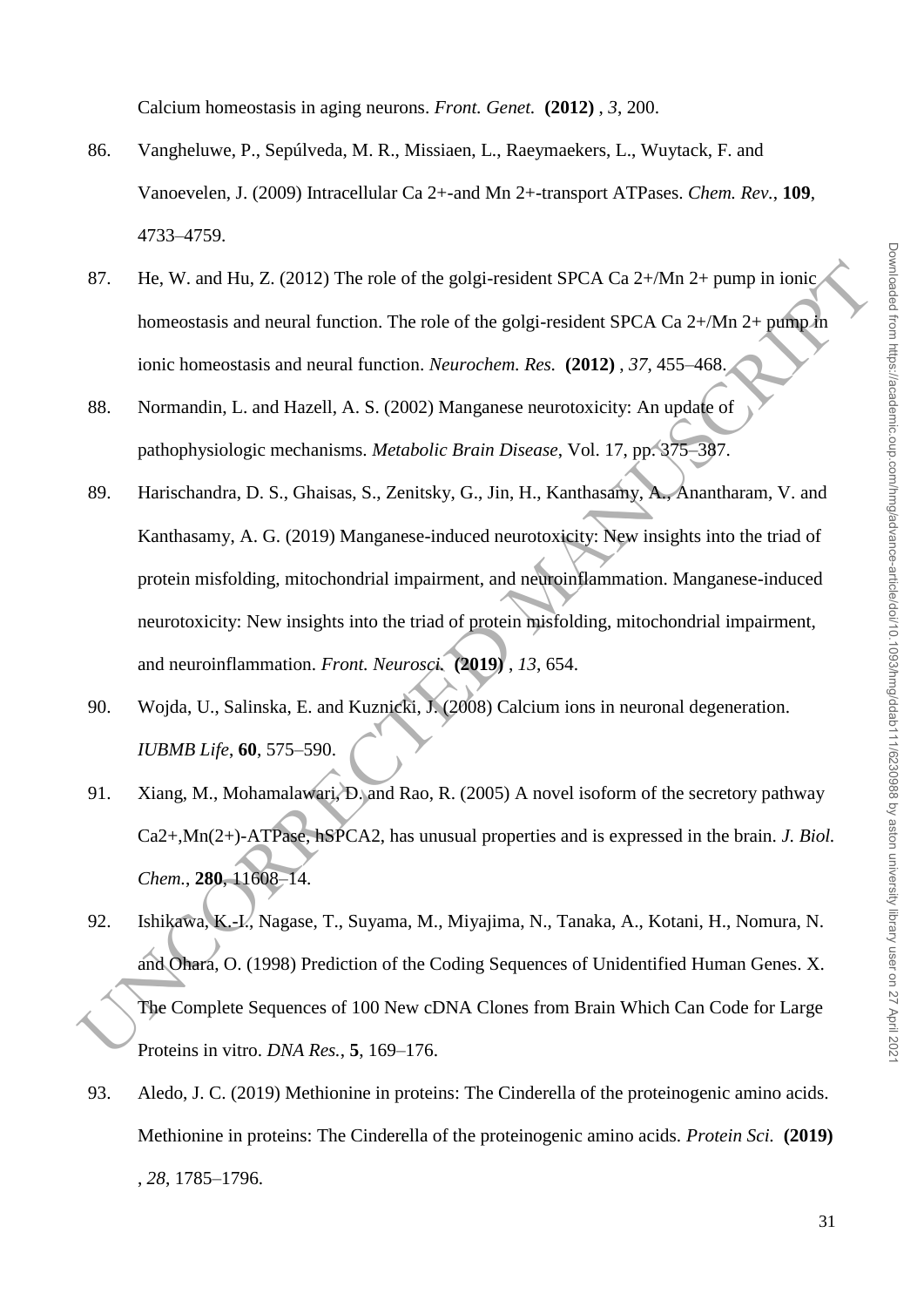Calcium homeostasis in aging neurons. *Front. Genet.* **(2012)** , *3*, 200.

86. Vangheluwe, P., Sepúlveda, M. R., Missiaen, L., Raeymaekers, L., Wuytack, F. and Vanoevelen, J. (2009) Intracellular Ca 2+-and Mn 2+-transport ATPases. *Chem. Rev.*, **109**, 4733–4759.

87. He, W. and Hu, Z. (2012) The role of the golgi-resident SPCA Ca 2+/Mn 2+ pump in ionic homeostasis and neural function. The role of the golgi-resident SPCA Ca 2+/Mn 2+ pump in ionic homeostasis and neural function. *Neurochem. Res.* **(2012)** , *37*, 455–468.

88. Normandin, L. and Hazell, A. S. (2002) Manganese neurotoxicity: An update of pathophysiologic mechanisms. *Metabolic Brain Disease*, Vol. 17, pp. 375–387.

89. Harischandra, D. S., Ghaisas, S., Zenitsky, G., Jin, H., Kanthasamy, A., Anantharam, V. and Kanthasamy, A. G. (2019) Manganese-induced neurotoxicity: New insights into the triad of protein misfolding, mitochondrial impairment, and neuroinflammation. Manganese-induced neurotoxicity: New insights into the triad of protein misfolding, mitochondrial impairment, and neuroinflammation. *Front. Neurosci.* **(2019)** , *13*, 654.

90. Wojda, U., Salinska, E. and Kuznicki, J. (2008) Calcium ions in neuronal degeneration. *IUBMB Life*, **60**, 575–590.

91. Xiang, M., Mohamalawari, D. and Rao, R. (2005) A novel isoform of the secretory pathway Ca2+,Mn(2+)-ATPase, hSPCA2, has unusual properties and is expressed in the brain. *J. Biol. Chem.*, **280**, 11608–14.

92. Ishikawa, K.-I., Nagase, T., Suyama, M., Miyajima, N., Tanaka, A., Kotani, H., Nomura, N. and Ohara, O. (1998) Prediction of the Coding Sequences of Unidentified Human Genes. X. The Complete Sequences of 100 New cDNA Clones from Brain Which Can Code for Large Proteins in vitro. *DNA Res.*, **5**, 169–176.

93. Aledo, J. C. (2019) Methionine in proteins: The Cinderella of the proteinogenic amino acids. Methionine in proteins: The Cinderella of the proteinogenic amino acids. *Protein Sci.* **(2019)** , *28*, 1785–1796.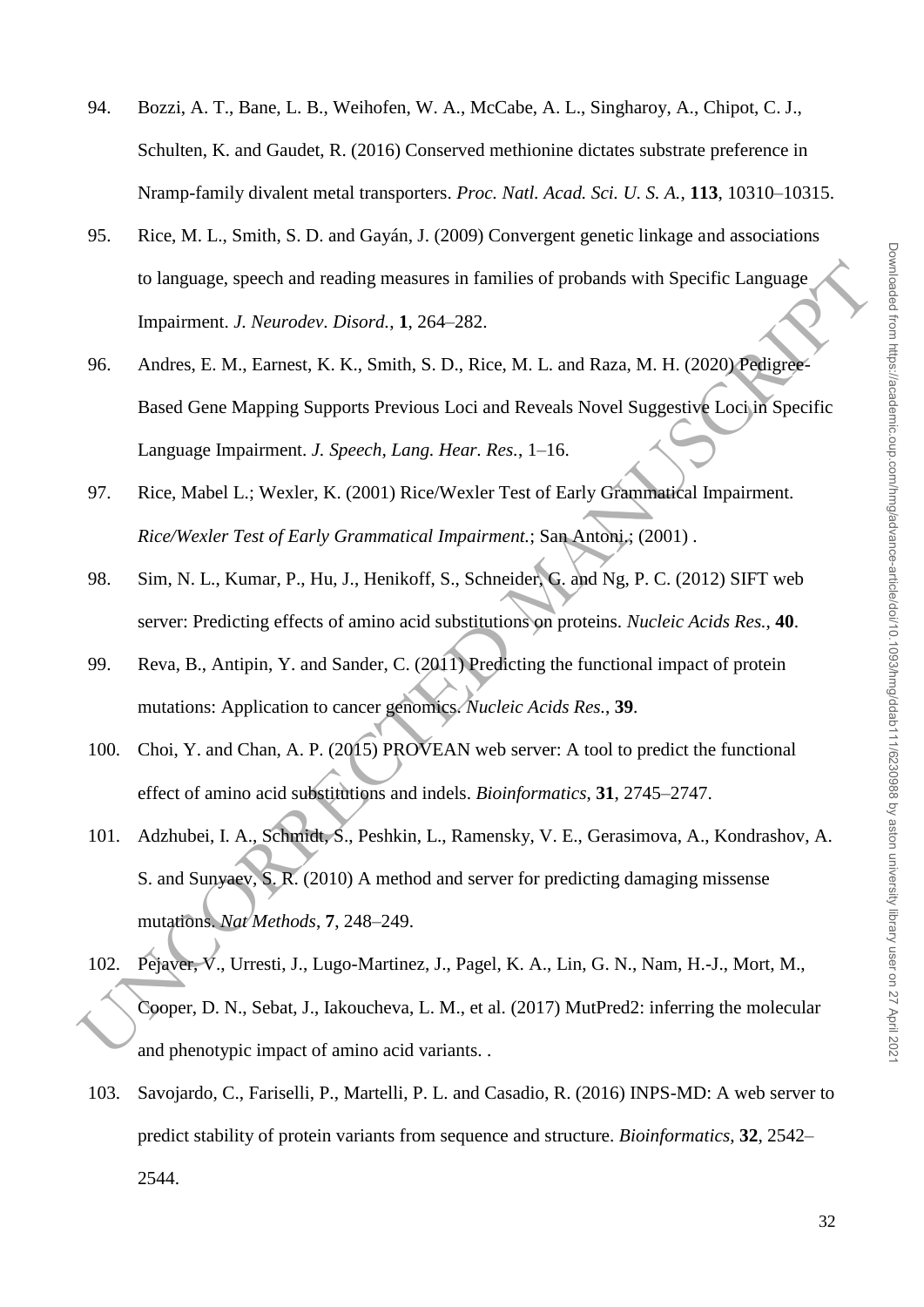94. Bozzi, A. T., Bane, L. B., Weihofen, W. A., McCabe, A. L., Singharoy, A., Chipot, C. J., Schulten, K. and Gaudet, R. (2016) Conserved methionine dictates substrate preference in Nramp-family divalent metal transporters. *Proc. Natl. Acad. Sci. U. S. A.*, **113**, 10310–10315.

95. Rice, M. L., Smith, S. D. and Gayán, J. (2009) Convergent genetic linkage and associations to language, speech and reading measures in families of probands with Specific Language Impairment. *J. Neurodev. Disord.*, **1**, 264–282.

96. Andres, E. M., Earnest, K. K., Smith, S. D., Rice, M. L. and Raza, M. H. (2020) Pedigree-Based Gene Mapping Supports Previous Loci and Reveals Novel Suggestive Loci in Specific Language Impairment. *J. Speech, Lang. Hear. Res.*, 1–16.

97. Rice, Mabel L.; Wexler, K. (2001) Rice/Wexler Test of Early Grammatical Impairment. *Rice/Wexler Test of Early Grammatical Impairment.*; San Antoni.; (2001) .

98. Sim, N. L., Kumar, P., Hu, J., Henikoff, S., Schneider, G. and Ng, P. C. (2012) SIFT web server: Predicting effects of amino acid substitutions on proteins. *Nucleic Acids Res.*, **40**.

99. Reva, B., Antipin, Y. and Sander, C. (2011) Predicting the functional impact of protein mutations: Application to cancer genomics. *Nucleic Acids Res.*, **39**.

100. Choi, Y. and Chan, A. P. (2015) PROVEAN web server: A tool to predict the functional effect of amino acid substitutions and indels. *Bioinformatics*, **31**, 2745–2747.

101. Adzhubei, I. A., Schmidt, S., Peshkin, L., Ramensky, V. E., Gerasimova, A., Kondrashov, A. S. and Sunyaev, S. R. (2010) A method and server for predicting damaging missense mutations. *Nat Methods*, **7**, 248–249.

102. Pejaver, V., Urresti, J., Lugo-Martinez, J., Pagel, K. A., Lin, G. N., Nam, H.-J., Mort, M., Cooper, D. N., Sebat, J., Iakoucheva, L. M., et al. (2017) MutPred2: inferring the molecular and phenotypic impact of amino acid variants. .

103. Savojardo, C., Fariselli, P., Martelli, P. L. and Casadio, R. (2016) INPS-MD: A web server to predict stability of protein variants from sequence and structure. *Bioinformatics*, **32**, 2542–2544.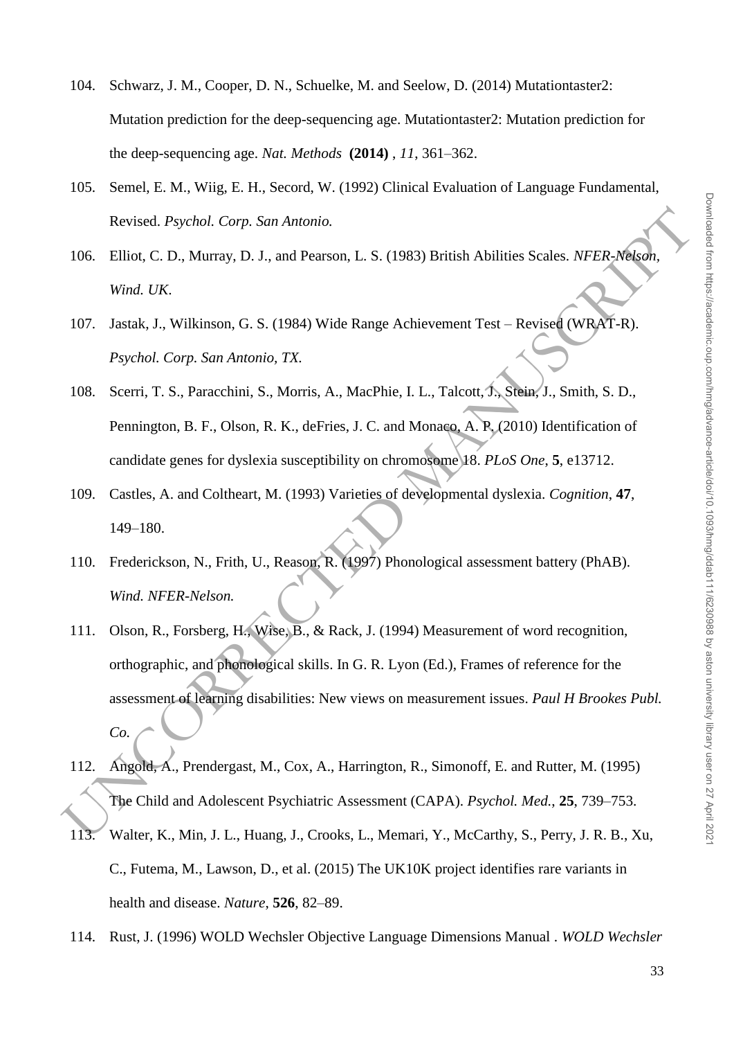104. Schwarz, J. M., Cooper, D. N., Schuelke, M. and Seelow, D. (2014) Mutationtaster2: Mutation prediction for the deep-sequencing age. Mutationtaster2: Mutation prediction for the deep-sequencing age. *Nat. Methods* **(2014)** , *11*, 361–362.

105. Semel, E. M., Wiig, E. H., Secord, W. (1992) Clinical Evaluation of Language Fundamental, Revised. *Psychol. Corp. San Antonio.*

106. Elliot, C. D., Murray, D. J., and Pearson, L. S. (1983) British Abilities Scales. *NFER-Nelson, Wind. UK*.

107. Jastak, J., Wilkinson, G. S. (1984) Wide Range Achievement Test – Revised (WRAT-R). *Psychol. Corp. San Antonio, TX.*

108. Scerri, T. S., Paracchini, S., Morris, A., MacPhie, I. L., Talcott, J., Stein, J., Smith, S. D., Pennington, B. F., Olson, R. K., deFries, J. C. and Monaco, A. P. (2010) Identification of candidate genes for dyslexia susceptibility on chromosome 18. *PLoS One*, **5**, e13712.

109. Castles, A. and Coltheart, M. (1993) Varieties of developmental dyslexia. *Cognition*, **47**, 149–180.

110. Frederickson, N., Frith, U., Reason, R. (1997) Phonological assessment battery (PhAB). *Wind. NFER-Nelson.*

111. Olson, R., Forsberg, H., Wise, B., & Rack, J. (1994) Measurement of word recognition, orthographic, and phonological skills. In G. R. Lyon (Ed.), Frames of reference for the assessment of learning disabilities: New views on measurement issues. *Paul H Brookes Publ. Co.*

112. Angold, A., Prendergast, M., Cox, A., Harrington, R., Simonoff, E. and Rutter, M. (1995) The Child and Adolescent Psychiatric Assessment (CAPA). *Psychol. Med.*, **25**, 739–753.

113. Walter, K., Min, J. L., Huang, J., Crooks, L., Memari, Y., McCarthy, S., Perry, J. R. B., Xu, C., Futema, M., Lawson, D., et al. (2015) The UK10K project identifies rare variants in health and disease. *Nature*, **526**, 82–89.

114. Rust, J. (1996) WOLD Wechsler Objective Language Dimensions Manual . *WOLD Wechsler*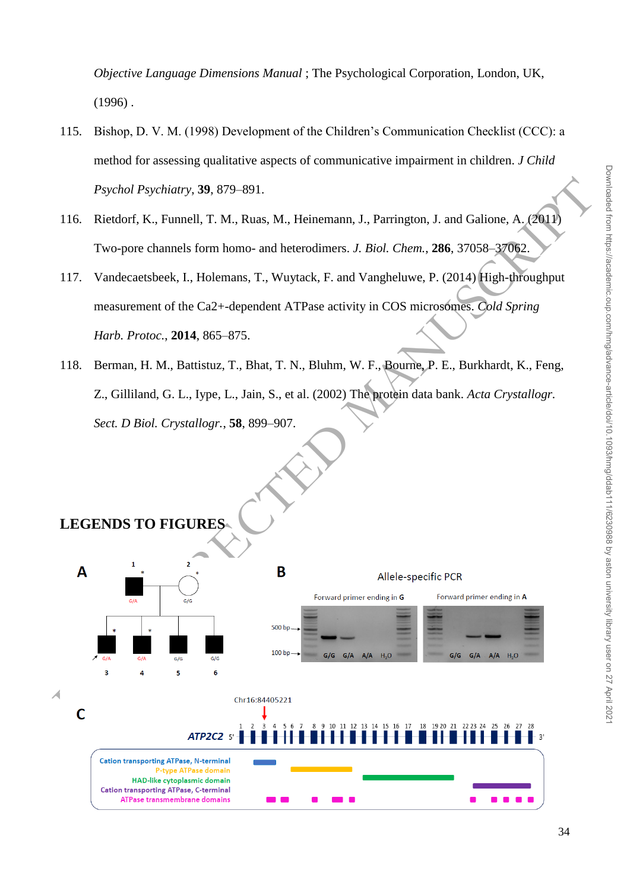*Objective Language Dimensions Manual* ; The Psychological Corporation, London, UK, (1996) .

115. Bishop, D. V. M. (1998) Development of the Children's Communication Checklist (CCC): a method for assessing qualitative aspects of communicative impairment in children. *J Child Psychol Psychiatry*, **39**, 879–891.

116. Rietdorf, K., Funnell, T. M., Ruas, M., Heinemann, J., Parrington, J. and Galione, A. (2011) Two-pore channels form homo- and heterodimers. *J. Biol. Chem.*, **286**, 37058–37062.

117. Vandecaetsbeek, I., Holemans, T., Wuytack, F. and Vangheluwe, P. (2014) High-throughput measurement of the Ca2+-dependent ATPase activity in COS microsomes. *Cold Spring Harb. Protoc.*, **2014**, 865–875.

118. Berman, H. M., Battistuz, T., Bhat, T. N., Bluhm, W. F., Bourne, P. E., Burkhardt, K., Feng, Z., Gilliland, G. L., Iype, L., Jain, S., et al. (2002) The protein data bank. *Acta Crystallogr. Sect. D Biol. Crystallogr.*, **58**, 899–907.

## LEGENDS TO FIGURES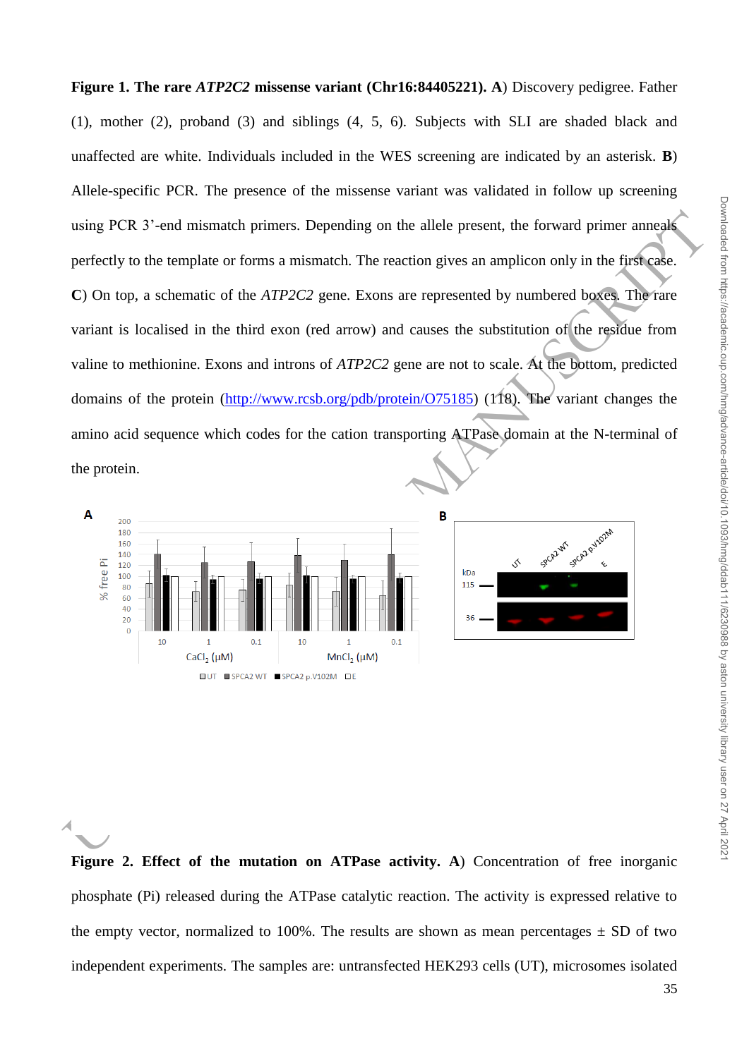**Figure 1. The rare *ATP2C2* missense variant (Chr16:84405221). A**) Discovery pedigree. Father (1), mother (2), proband (3) and siblings (4, 5, 6). Subjects with SLI are shaded black and unaffected are white. Individuals included in the WES screening are indicated by an asterisk. **B**) Allele-specific PCR. The presence of the missense variant was validated in follow up screening using PCR 3'-end mismatch primers. Depending on the allele present, the forward primer anneals perfectly to the template or forms a mismatch. The reaction gives an amplicon only in the first case. **C**) On top, a schematic of the *ATP2C2* gene. Exons are represented by numbered boxes. The rare variant is localised in the third exon (red arrow) and causes the substitution of the residue from valine to methionine. Exons and introns of *ATP2C2* gene are not to scale. At the bottom, predicted domains of the protein (http://www.rcsb.org/pdb/protein/O75185) (118). The variant changes the amino acid sequence which codes for the cation transporting ATPase domain at the N-terminal of the protein.

**Figure 2. Effect of the mutation on ATPase activity. A**) Concentration of free inorganic phosphate (Pi) released during the ATPase catalytic reaction. The activity is expressed relative to the empty vector, normalized to 100%. The results are shown as mean percentages ± SD of two independent experiments. The samples are: untransfected HEK293 cells (UT), microsomes isolated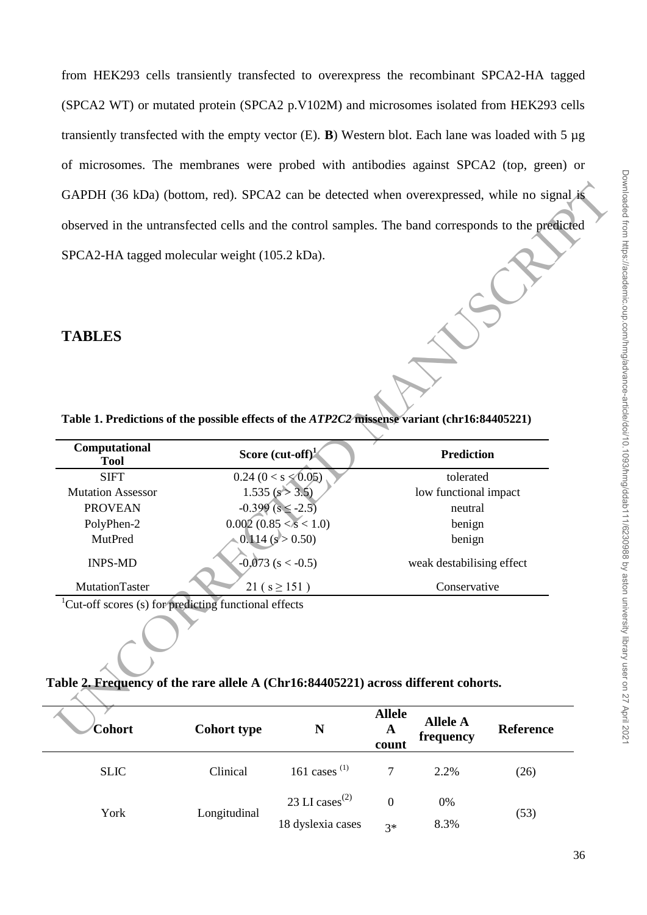from HEK293 cells transiently transfected to overexpress the recombinant SPCA2-HA tagged (SPCA2 WT) or mutated protein (SPCA2 p.V102M) and microsomes isolated from HEK293 cells transiently transfected with the empty vector (E). **B**) Western blot. Each lane was loaded with 5 µg of microsomes. The membranes were probed with antibodies against SPCA2 (top, green) or GAPDH (36 kDa) (bottom, red). SPCA2 can be detected when overexpressed, while no signal is observed in the untransfected cells and the control samples. The band corresponds to the predicted SPCA2-HA tagged molecular weight (105.2 kDa).

## TABLES

**Table 1. Predictions of the possible effects of the *ATP2C2* missense variant (chr16:84405221)**

| Computational Tool | Score (cut-off)[1] | Prediction |
|---|---|---|
| SIFT | 0.24 (0 < s < 0.05) | tolerated |
| Mutation Assessor | 1.535 (s > 3.5) | low functional impact |
| PROVEAN | -0.399 (s ≤ -2.5) | neutral |
| PolyPhen-2 | 0.002 (0.85 < s < 1.0) | benign |
| MutPred | 0.114 (s > 0.50) | benign |
| INPS-MD | -0.073 (s < -0.5) | weak destabilising effect |
| MutationTaster | 21 ( s ≥ 151 ) | Conservative |

[1]Cut-off scores (s) for predicting functional effects

**Table 2. Frequency of the rare allele A (Chr16:84405221) across different cohorts.**

| Cohort | Cohort type | N | Allele A count | Allele A frequency | Reference |
|---|---|---|---|---|---|
| SLIC | Clinical | 161 cases [(1)] | 7 | 2.2% | (26) |
| York | Longitudinal | 23 LI cases[(2)] | 0 | 0% | (53) |
| | | 18 dyslexia cases | 3* | 8.3% | |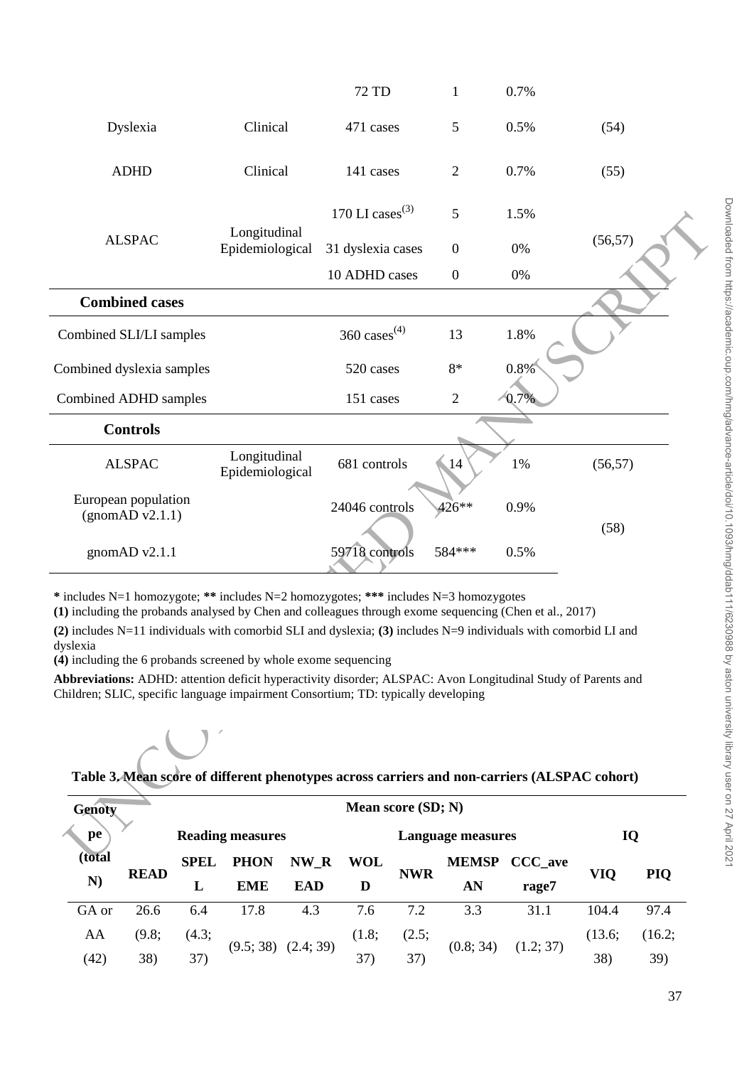| | | | | | |
|---|---|---|---|---|---|
| | | 72 TD | 1 | 0.7% | |
| Dyslexia | Clinical | 471 cases | 5 | 0.5% | (54) |
| ADHD | Clinical | 141 cases | 2 | 0.7% | (55) |
| ALSPAC | Longitudinal Epidemiological | 170 LI cases(3) | 5 | 1.5% | (56,57) |
| | | 31 dyslexia cases | 0 | 0% | |
| | | 10 ADHD cases | 0 | 0% | |
| **Combined cases** | | | | | |
| Combined SLI/LI samples | | 360 cases(4) | 13 | 1.8% | |
| Combined dyslexia samples | | 520 cases | 8* | 0.8% | |
| Combined ADHD samples | | 151 cases | 2 | 0.7% | |
| **Controls** | | | | | |
| ALSPAC | Longitudinal Epidemiological | 681 controls | 14 | 1% | (56,57) |
| European population (gnomAD v2.1.1) | | 24046 controls | 426** | 0.9% | (58) |
| gnomAD v2.1.1 | | 59718 controls | 584*** | 0.5% | |

**\*** includes N=1 homozygote; **\*\*** includes N=2 homozygotes; **\*\*\*** includes N=3 homozygotes

**(1)** including the probands analysed by Chen and colleagues through exome sequencing (Chen et al., 2017)

**(2)** includes N=11 individuals with comorbid SLI and dyslexia; **(3)** includes N=9 individuals with comorbid LI and dyslexia

**(4)** including the 6 probands screened by whole exome sequencing

**Abbreviations:** ADHD: attention deficit hyperactivity disorder; ALSPAC: Avon Longitudinal Study of Parents and Children; SLIC, specific language impairment Consortium; TD: typically developing

**Table 3. Mean score of different phenotypes across carriers and non-carriers (ALSPAC cohort)**

| Genotype (total N) | Mean score (SD; N) | | | | | | | | | |
|---|---|---|---|---|---|---|---|---|---|---|
| | Reading measures | | | | Language measures | | | | IQ | |
| | READ | SPELL | PHONEME | NW_READ | WOLD | NWR | MEMSPAN | CCC_average7 | VIQ | PIQ |
| GA or AA (42) | 26.6 (9.8; 38) | 6.4 (4.3; 37) | 17.8 (9.5; 38) | 4.3 (2.4; 39) | 7.6 (1.8; 37) | 7.2 (2.5; 37) | 3.3 (0.8; 34) | 31.1 (1.2; 37) | 104.4 (13.6; 38) | 97.4 (16.2; 39) |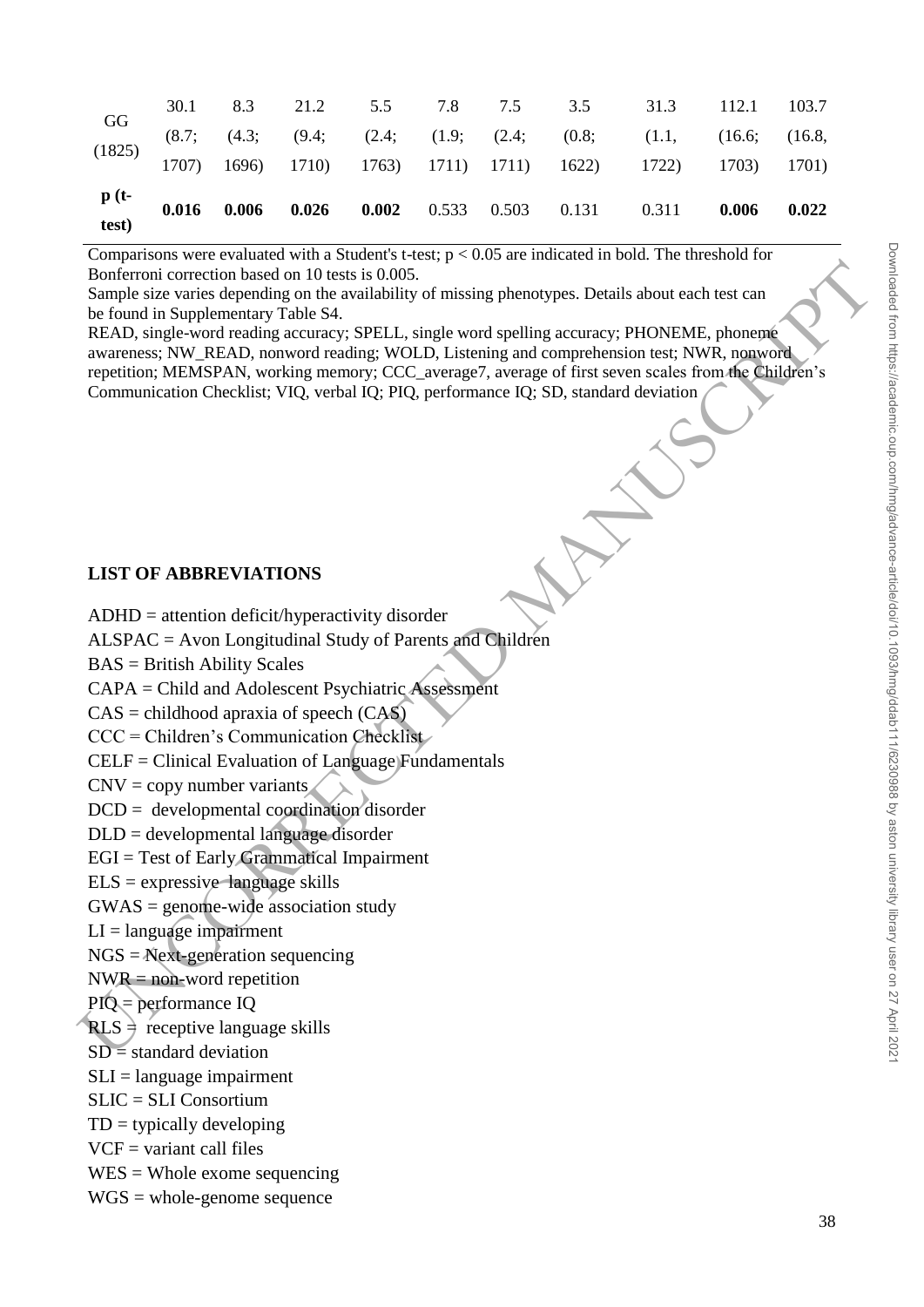| | | | | | | | | | | |
|---|---|---|---|---|---|---|---|---|---|---|
| GG (1825) | 30.1 (8.7; 1707) | 8.3 (4.3; 1696) | 21.2 (9.4; 1710) | 5.5 (2.4; 1763) | 7.8 (1.9; 1711) | 7.5 (2.4; 1711) | 3.5 (0.8; 1622) | 31.3 (1.1, 1722) | 112.1 (16.6; 1703) | 103.7 (16.8, 1701) |
| **p (t-test)** | **0.016** | **0.006** | **0.026** | **0.002** | 0.533 | 0.503 | 0.131 | 0.311 | **0.006** | **0.022** |

Comparisons were evaluated with a Student's t-test; $p < 0.05$ are indicated in bold. The threshold for Bonferroni correction based on 10 tests is 0.005.

Sample size varies depending on the availability of missing phenotypes. Details about each test can be found in Supplementary Table S4.

READ, single-word reading accuracy; SPELL, single word spelling accuracy; PHONEME, phoneme awareness; NW_READ, nonword reading; WOLD, Listening and comprehension test; NWR, nonword repetition; MEMSPAN, working memory; CCC_average7, average of first seven scales from the Children's Communication Checklist; VIQ, verbal IQ; PIQ, performance IQ; SD, standard deviation

## LIST OF ABBREVIATIONS

ADHD = attention deficit/hyperactivity disorder
ALSPAC = Avon Longitudinal Study of Parents and Children
BAS = British Ability Scales
CAPA = Child and Adolescent Psychiatric Assessment
CAS = childhood apraxia of speech (CAS)
CCC = Children's Communication Checklist
CELF = Clinical Evaluation of Language Fundamentals
CNV = copy number variants
DCD = developmental coordination disorder
DLD = developmental language disorder
EGI = Test of Early Grammatical Impairment
ELS = expressive language skills
GWAS = genome-wide association study
LI = language impairment
NGS = Next-generation sequencing
NWR = non-word repetition
PIQ = performance IQ
RLS = receptive language skills
SD = standard deviation
SLI = language impairment
SLIC = SLI Consortium
TD = typically developing
VCF = variant call files
WES = Whole exome sequencing
WGS = whole-genome sequence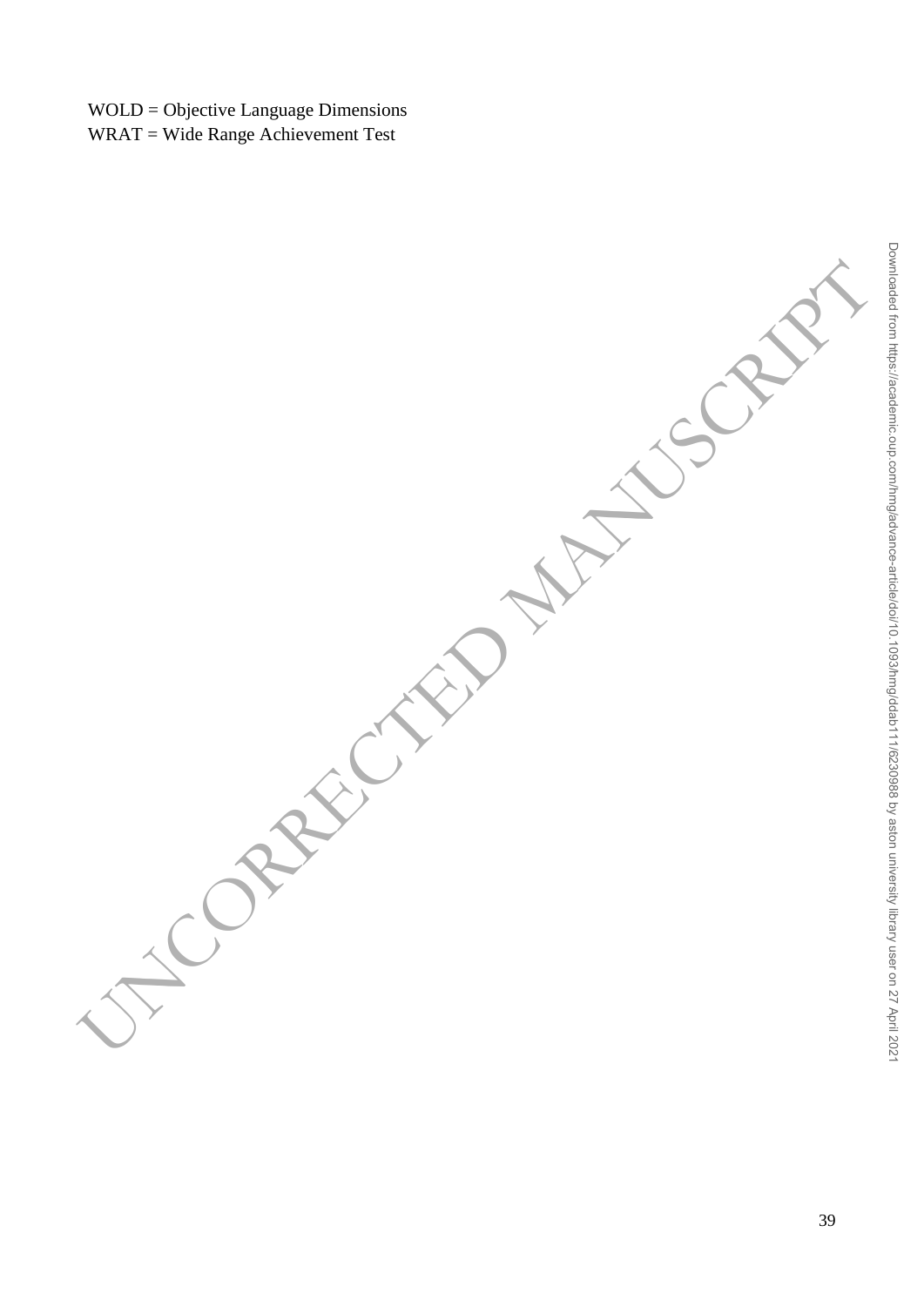WOLD = Objective Language Dimensions
WRAT = Wide Range Achievement Test